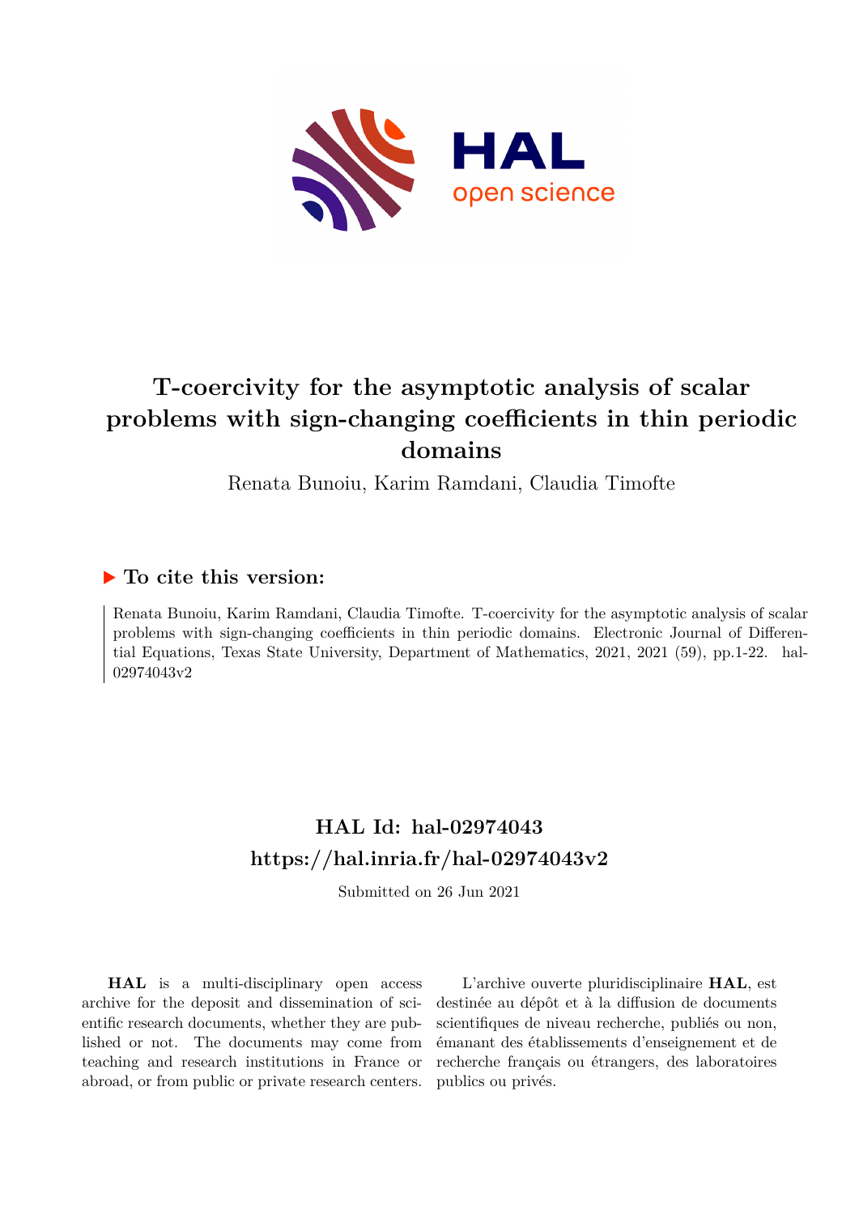# T-coercivity for the asymptotic analysis of scalar problems with sign-changing coefficients in thin periodic domains

Renata Bunoiu, Karim Ramdani, Claudia Timofte

## ▶ To cite this version:

Renata Bunoiu, Karim Ramdani, Claudia Timofte. T-coercivity for the asymptotic analysis of scalar problems with sign-changing coefficients in thin periodic domains. Electronic Journal of Differential Equations, Texas State University, Department of Mathematics, 2021, 2021 (59), pp.1-22. hal-02974043v2

## HAL Id: hal-02974043
## https://hal.inria.fr/hal-02974043v2

Submitted on 26 Jun 2021

**HAL** is a multi-disciplinary open access archive for the deposit and dissemination of scientific research documents, whether they are published or not. The documents may come from teaching and research institutions in France or abroad, or from public or private research centers.

L'archive ouverte pluridisciplinaire **HAL**, est destinée au dépôt et à la diffusion de documents scientifiques de niveau recherche, publiés ou non, émanant des établissements d'enseignement et de recherche français ou étrangers, des laboratoires publics ou privés.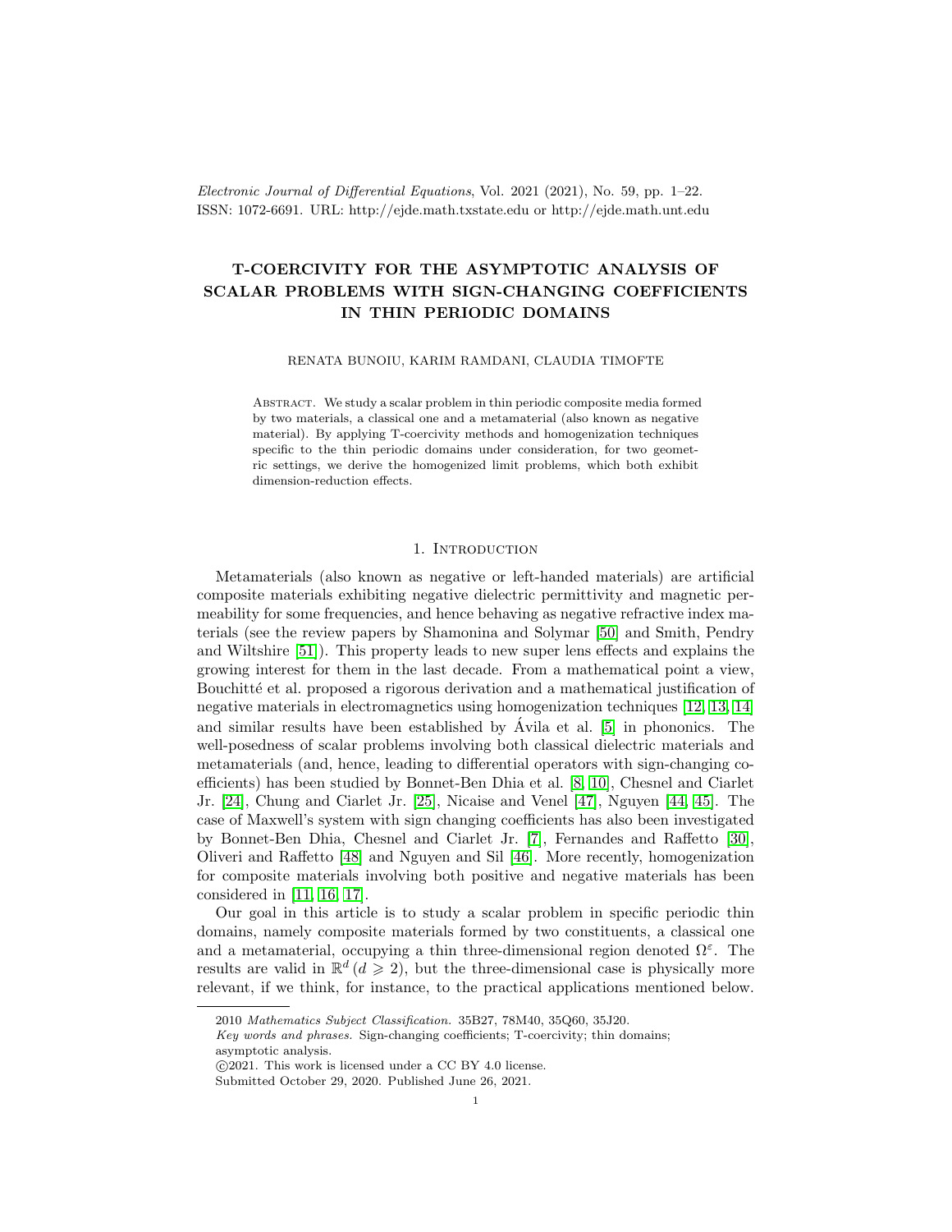# T-COERCIVITY FOR THE ASYMPTOTIC ANALYSIS OF SCALAR PROBLEMS WITH SIGN-CHANGING COEFFICIENTS IN THIN PERIODIC DOMAINS

RENATA BUNOIU, KARIM RAMDANI, CLAUDIA TIMOFTE

Abstract. We study a scalar problem in thin periodic composite media formed by two materials, a classical one and a metamaterial (also known as negative material). By applying T-coercivity methods and homogenization techniques specific to the thin periodic domains under consideration, for two geometric settings, we derive the homogenized limit problems, which both exhibit dimension-reduction effects.

## 1. Introduction

Metamaterials (also known as negative or left-handed materials) are artificial composite materials exhibiting negative dielectric permittivity and magnetic permeability for some frequencies, and hence behaving as negative refractive index materials (see the review papers by Shamonina and Solymar [50] and Smith, Pendry and Wiltshire [51]). This property leads to new super lens effects and explains the growing interest for them in the last decade. From a mathematical point a view, Bouchitté et al. proposed a rigorous derivation and a mathematical justification of negative materials in electromagnetics using homogenization techniques [12, 13, 14] and similar results have been established by Ávila et al. [5] in phononics. The well-posedness of scalar problems involving both classical dielectric materials and metamaterials (and, hence, leading to differential operators with sign-changing coefficients) has been studied by Bonnet-Ben Dhia et al. [8, 10], Chesnel and Ciarlet Jr. [24], Chung and Ciarlet Jr. [25], Nicaise and Venel [47], Nguyen [44, 45]. The case of Maxwell's system with sign changing coefficients has also been investigated by Bonnet-Ben Dhia, Chesnel and Ciarlet Jr. [7], Fernandes and Raffetto [30], Oliveri and Raffetto [48] and Nguyen and Sil [46]. More recently, homogenization for composite materials involving both positive and negative materials has been considered in [11, 16, 17].

Our goal in this article is to study a scalar problem in specific periodic thin domains, namely composite materials formed by two constituents, a classical one and a metamaterial, occupying a thin three-dimensional region denoted $\Omega^\varepsilon$. The results are valid in $\mathbb{R}^d\,(d \geqslant 2)$, but the three-dimensional case is physically more relevant, if we think, for instance, to the practical applications mentioned below.

2010 *Mathematics Subject Classification.* 35B27, 78M40, 35Q60, 35J20.

*Key words and phrases.* Sign-changing coefficients; T-coercivity; thin domains; asymptotic analysis.

©2021. This work is licensed under a CC BY 4.0 license.

Submitted October 29, 2020. Published June 26, 2021.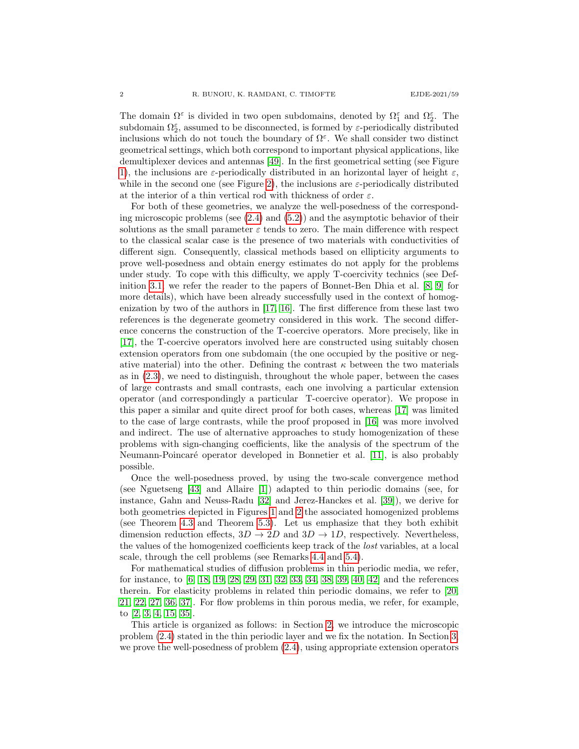The domain $\Omega^\varepsilon$ is divided in two open subdomains, denoted by $\Omega_1^\varepsilon$ and $\Omega_2^\varepsilon$. The subdomain $\Omega_2^\varepsilon$, assumed to be disconnected, is formed by $\varepsilon$-periodically distributed inclusions which do not touch the boundary of $\Omega^\varepsilon$. We shall consider two distinct geometrical settings, which both correspond to important physical applications, like demultiplexer devices and antennas [49]. In the first geometrical setting (see Figure 1), the inclusions are $\varepsilon$-periodically distributed in an horizontal layer of height $\varepsilon$, while in the second one (see Figure 2), the inclusions are $\varepsilon$-periodically distributed at the interior of a thin vertical rod with thickness of order $\varepsilon$.

For both of these geometries, we analyze the well-posedness of the corresponding microscopic problems (see (2.4) and (5.2)) and the asymptotic behavior of their solutions as the small parameter $\varepsilon$ tends to zero. The main difference with respect to the classical scalar case is the presence of two materials with conductivities of different sign. Consequently, classical methods based on ellipticity arguments to prove well-posedness and obtain energy estimates do not apply for the problems under study. To cope with this difficulty, we apply T-coercivity technics (see Definition 3.1, we refer the reader to the papers of Bonnet-Ben Dhia et al. [8, 9] for more details), which have been already successfully used in the context of homogenization by two of the authors in [17, 16]. The first difference from these last two references is the degenerate geometry considered in this work. The second difference concerns the construction of the T-coercive operators. More precisely, like in [17], the T-coercive operators involved here are constructed using suitably chosen extension operators from one subdomain (the one occupied by the positive or negative material) into the other. Defining the contrast $\kappa$ between the two materials as in (2.3), we need to distinguish, throughout the whole paper, between the cases of large contrasts and small contrasts, each one involving a particular extension operator (and correspondingly a particular T-coercive operator). We propose in this paper a similar and quite direct proof for both cases, whereas [17] was limited to the case of large contrasts, while the proof proposed in [16] was more involved and indirect. The use of alternative approaches to study homogenization of these problems with sign-changing coefficients, like the analysis of the spectrum of the Neumann-Poincaré operator developed in Bonnetier et al. [11], is also probably possible.

Once the well-posedness proved, by using the two-scale convergence method (see Nguetseng [43] and Allaire [1]) adapted to thin periodic domains (see, for instance, Gahn and Neuss-Radu [32] and Jerez-Hanckes et al. [39]), we derive for both geometries depicted in Figures 1 and 2 the associated homogenized problems (see Theorem 4.3 and Theorem 5.3). Let us emphasize that they both exhibit dimension reduction effects, $3D \to 2D$ and $3D \to 1D$, respectively. Nevertheless, the values of the homogenized coefficients keep track of the *lost* variables, at a local scale, through the cell problems (see Remarks 4.4 and 5.4).

For mathematical studies of diffusion problems in thin periodic media, we refer, for instance, to [6, 18, 19, 28, 29, 31, 32, 33, 34, 38, 39, 40, 42] and the references therein. For elasticity problems in related thin periodic domains, we refer to [20, 21, 22, 27, 36, 37]. For flow problems in thin porous media, we refer, for example, to [2, 3, 4, 15, 35].

This article is organized as follows: in Section 2, we introduce the microscopic problem (2.4) stated in the thin periodic layer and we fix the notation. In Section 3, we prove the well-posedness of problem (2.4), using appropriate extension operators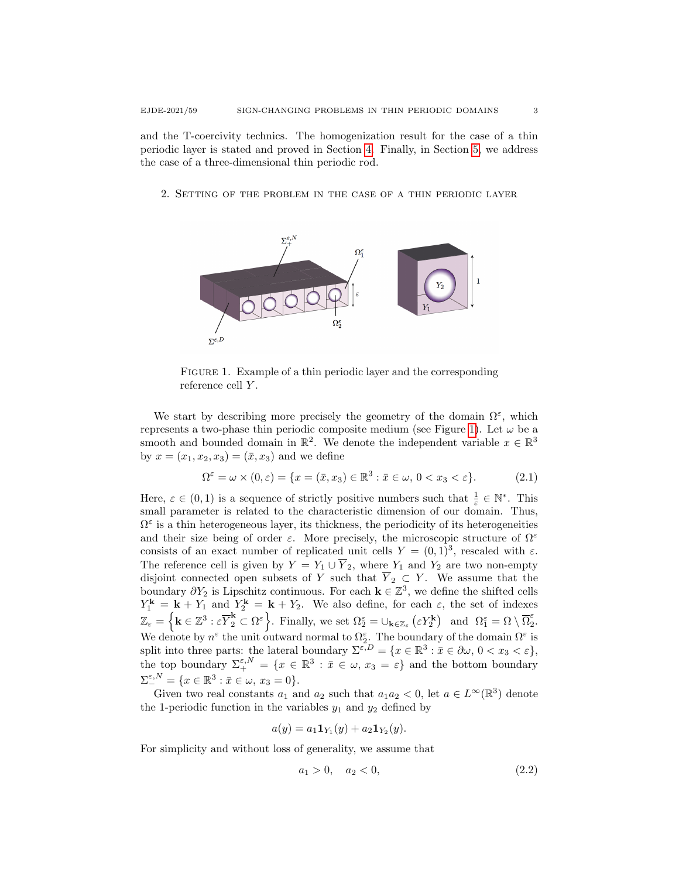and the T-coercivity technics. The homogenization result for the case of a thin periodic layer is stated and proved in Section 4. Finally, in Section 5, we address the case of a three-dimensional thin periodic rod.

## 2. Setting of the problem in the case of a thin periodic layer

Figure 1. Example of a thin periodic layer and the corresponding reference cell $Y$.

We start by describing more precisely the geometry of the domain $\Omega^\varepsilon$, which represents a two-phase thin periodic composite medium (see Figure 1). Let $\omega$ be a smooth and bounded domain in $\mathbb{R}^2$. We denote the independent variable $x \in \mathbb{R}^3$ by $x = (x_1, x_2, x_3) = (\bar{x}, x_3)$ and we define

$$\Omega^\varepsilon = \omega \times (0, \varepsilon) = \{x = (\bar{x}, x_3) \in \mathbb{R}^3 : \bar{x} \in \omega,\ 0 < x_3 < \varepsilon\}. \tag{2.1}$$

Here, $\varepsilon \in (0,1)$ is a sequence of strictly positive numbers such that $\frac{1}{\varepsilon} \in \mathbb{N}^*$. This small parameter is related to the characteristic dimension of our domain. Thus, $\Omega^\varepsilon$ is a thin heterogeneous layer, its thickness, the periodicity of its heterogeneities and their size being of order $\varepsilon$. More precisely, the microscopic structure of $\Omega^\varepsilon$ consists of an exact number of replicated unit cells $Y = (0,1)^3$, rescaled with $\varepsilon$. The reference cell is given by $Y = Y_1 \cup \overline{Y}_2$, where $Y_1$ and $Y_2$ are two non-empty disjoint connected open subsets of $Y$ such that $\overline{Y}_2 \subset Y$. We assume that the boundary $\partial Y_2$ is Lipschitz continuous. For each $\mathbf{k} \in \mathbb{Z}^3$, we define the shifted cells $Y_1^{\mathbf{k}} = \mathbf{k} + Y_1$ and $Y_2^{\mathbf{k}} = \mathbf{k} + Y_2$. We also define, for each $\varepsilon$, the set of indexes $\mathbb{Z}_\varepsilon = \left\{\mathbf{k} \in \mathbb{Z}^3 : \varepsilon \overline{Y}_2^{\mathbf{k}} \subset \Omega^\varepsilon\right\}$. Finally, we set $\Omega_2^\varepsilon = \cup_{\mathbf{k} \in \mathbb{Z}_\varepsilon} \left(\varepsilon Y_2^{\mathbf{k}}\right)$ and $\Omega_1^\varepsilon = \Omega \setminus \overline{\Omega}_2^\varepsilon$. We denote by $n^\varepsilon$ the unit outward normal to $\Omega_2^\varepsilon$. The boundary of the domain $\Omega^\varepsilon$ is split into three parts: the lateral boundary $\Sigma^{\varepsilon,D} = \{x \in \mathbb{R}^3 : \bar{x} \in \partial\omega,\ 0 < x_3 < \varepsilon\}$, the top boundary $\Sigma_+^{\varepsilon,N} = \{x \in \mathbb{R}^3 : \bar{x} \in \omega,\ x_3 = \varepsilon\}$ and the bottom boundary $\Sigma_-^{\varepsilon,N} = \{x \in \mathbb{R}^3 : \bar{x} \in \omega,\ x_3 = 0\}$.

Given two real constants $a_1$ and $a_2$ such that $a_1 a_2 < 0$, let $a \in L^\infty(\mathbb{R}^3)$ denote the 1-periodic function in the variables $y_1$ and $y_2$ defined by

$$a(y) = a_1 \mathbf{1}_{Y_1}(y) + a_2 \mathbf{1}_{Y_2}(y).$$

For simplicity and without loss of generality, we assume that

$$a_1 > 0, \quad a_2 < 0, \tag{2.2}$$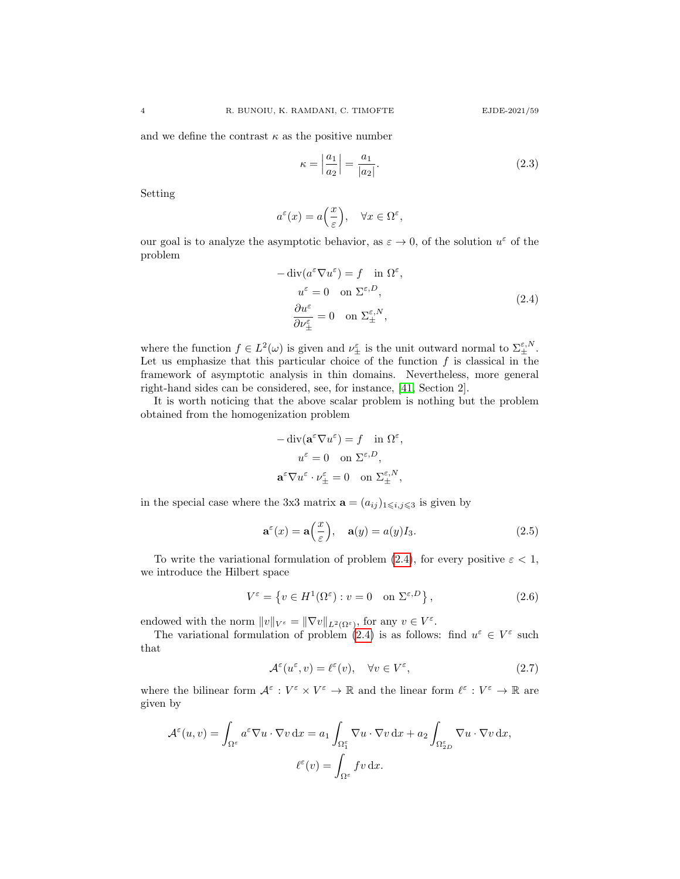and we define the contrast $\kappa$ as the positive number

$$\kappa = \Big|\frac{a_1}{a_2}\Big| = \frac{a_1}{|a_2|}. \tag{2.3}$$

Setting

$$a^\varepsilon(x) = a\Big(\frac{x}{\varepsilon}\Big), \quad \forall x \in \Omega^\varepsilon,$$

our goal is to analyze the asymptotic behavior, as $\varepsilon \to 0$, of the solution $u^\varepsilon$ of the problem

$$\begin{gathered} -\operatorname{div}(a^\varepsilon \nabla u^\varepsilon) = f \quad \text{in } \Omega^\varepsilon, \\ u^\varepsilon = 0 \quad \text{on } \Sigma^{\varepsilon,D}, \\ \frac{\partial u^\varepsilon}{\partial \nu^\varepsilon_\pm} = 0 \quad \text{on } \Sigma^{\varepsilon,N}_\pm, \end{gathered} \tag{2.4}$$

where the function $f \in L^2(\omega)$ is given and $\nu^\varepsilon_\pm$ is the unit outward normal to $\Sigma^{\varepsilon,N}_\pm$. Let us emphasize that this particular choice of the function $f$ is classical in the framework of asymptotic analysis in thin domains. Nevertheless, more general right-hand sides can be considered, see, for instance, [41, Section 2].

It is worth noticing that the above scalar problem is nothing but the problem obtained from the homogenization problem

$$\begin{gathered} -\operatorname{div}(\mathbf{a}^\varepsilon \nabla u^\varepsilon) = f \quad \text{in } \Omega^\varepsilon, \\ u^\varepsilon = 0 \quad \text{on } \Sigma^{\varepsilon,D}, \\ \mathbf{a}^\varepsilon \nabla u^\varepsilon \cdot \nu^\varepsilon_\pm = 0 \quad \text{on } \Sigma^{\varepsilon,N}_\pm, \end{gathered}$$

in the special case where the 3x3 matrix $\mathbf{a} = (a_{ij})_{1\leqslant i,j\leqslant 3}$ is given by

$$\mathbf{a}^\varepsilon(x) = \mathbf{a}\Big(\frac{x}{\varepsilon}\Big), \quad \mathbf{a}(y) = a(y) I_3. \tag{2.5}$$

To write the variational formulation of problem (2.4), for every positive $\varepsilon < 1$, we introduce the Hilbert space

$$V^\varepsilon = \left\{ v \in H^1(\Omega^\varepsilon) : v = 0 \quad \text{on } \Sigma^{\varepsilon,D} \right\}, \tag{2.6}$$

endowed with the norm $\|v\|_{V^\varepsilon} = \|\nabla v\|_{L^2(\Omega^\varepsilon)}$, for any $v \in V^\varepsilon$.

The variational formulation of problem (2.4) is as follows: find $u^\varepsilon \in V^\varepsilon$ such that

$$\mathcal{A}^\varepsilon(u^\varepsilon, v) = \ell^\varepsilon(v), \quad \forall v \in V^\varepsilon, \tag{2.7}$$

where the bilinear form $\mathcal{A}^\varepsilon : V^\varepsilon \times V^\varepsilon \to \mathbb{R}$ and the linear form $\ell^\varepsilon : V^\varepsilon \to \mathbb{R}$ are given by

$$\begin{gathered} \mathcal{A}^\varepsilon(u, v) = \int_{\Omega^\varepsilon} a^\varepsilon \nabla u \cdot \nabla v \,\mathrm{d}x = a_1 \int_{\Omega_1^\varepsilon} \nabla u \cdot \nabla v \,\mathrm{d}x + a_2 \int_{\Omega_{2D}^\varepsilon} \nabla u \cdot \nabla v \,\mathrm{d}x, \\ \ell^\varepsilon(v) = \int_{\Omega^\varepsilon} f v \,\mathrm{d}x. \end{gathered}$$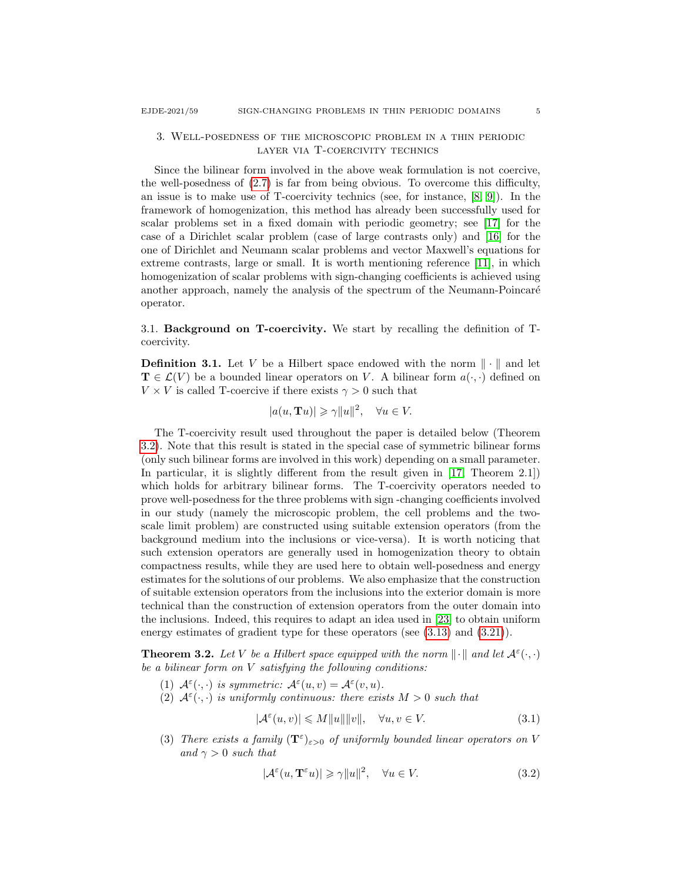## 3. Well-posedness of the microscopic problem in a thin periodic layer via T-coercivity technics

Since the bilinear form involved in the above weak formulation is not coercive, the well-posedness of (2.7) is far from being obvious. To overcome this difficulty, an issue is to make use of T-coercivity technics (see, for instance, [8, 9]). In the framework of homogenization, this method has already been successfully used for scalar problems set in a fixed domain with periodic geometry; see [17] for the case of a Dirichlet scalar problem (case of large contrasts only) and [16] for the one of Dirichlet and Neumann scalar problems and vector Maxwell's equations for extreme contrasts, large or small. It is worth mentioning reference [11], in which homogenization of scalar problems with sign-changing coefficients is achieved using another approach, namely the analysis of the spectrum of the Neumann-Poincaré operator.

### 3.1. Background on T-coercivity.

We start by recalling the definition of T-coercivity.

**Definition 3.1.** Let $V$ be a Hilbert space endowed with the norm $\|\cdot\|$ and let $\mathbf{T} \in \mathcal{L}(V)$ be a bounded linear operators on $V$. A bilinear form $a(\cdot,\cdot)$ defined on $V \times V$ is called T-coercive if there exists $\gamma > 0$ such that

$$|a(u, \mathbf{T}u)| \geqslant \gamma \|u\|^2, \quad \forall u \in V.$$

The T-coercivity result used throughout the paper is detailed below (Theorem 3.2). Note that this result is stated in the special case of symmetric bilinear forms (only such bilinear forms are involved in this work) depending on a small parameter. In particular, it is slightly different from the result given in [17, Theorem 2.1]) which holds for arbitrary bilinear forms. The T-coercivity operators needed to prove well-posedness for the three problems with sign -changing coefficients involved in our study (namely the microscopic problem, the cell problems and the two-scale limit problem) are constructed using suitable extension operators (from the background medium into the inclusions or vice-versa). It is worth noticing that such extension operators are generally used in homogenization theory to obtain compactness results, while they are used here to obtain well-posedness and energy estimates for the solutions of our problems. We also emphasize that the construction of suitable extension operators from the inclusions into the exterior domain is more technical than the construction of extension operators from the outer domain into the inclusions. Indeed, this requires to adapt an idea used in [23] to obtain uniform energy estimates of gradient type for these operators (see (3.13) and (3.21)).

**Theorem 3.2.** *Let $V$ be a Hilbert space equipped with the norm $\|\cdot\|$ and let $\mathcal{A}^\varepsilon(\cdot,\cdot)$ be a bilinear form on $V$ satisfying the following conditions:*

1. *$\mathcal{A}^\varepsilon(\cdot,\cdot)$ is symmetric: $\mathcal{A}^\varepsilon(u,v) = \mathcal{A}^\varepsilon(v,u)$.*
2. *$\mathcal{A}^\varepsilon(\cdot,\cdot)$ is uniformly continuous: there exists $M > 0$ such that*
$$|\mathcal{A}^\varepsilon(u,v)| \leqslant M\|u\|\|v\|, \quad \forall u,v \in V. \tag{3.1}$$
3. *There exists a family $(\mathbf{T}^\varepsilon)_{\varepsilon>0}$ of uniformly bounded linear operators on $V$ and $\gamma > 0$ such that*
$$|\mathcal{A}^\varepsilon(u, \mathbf{T}^\varepsilon u)| \geqslant \gamma\|u\|^2, \quad \forall u \in V. \tag{3.2}$$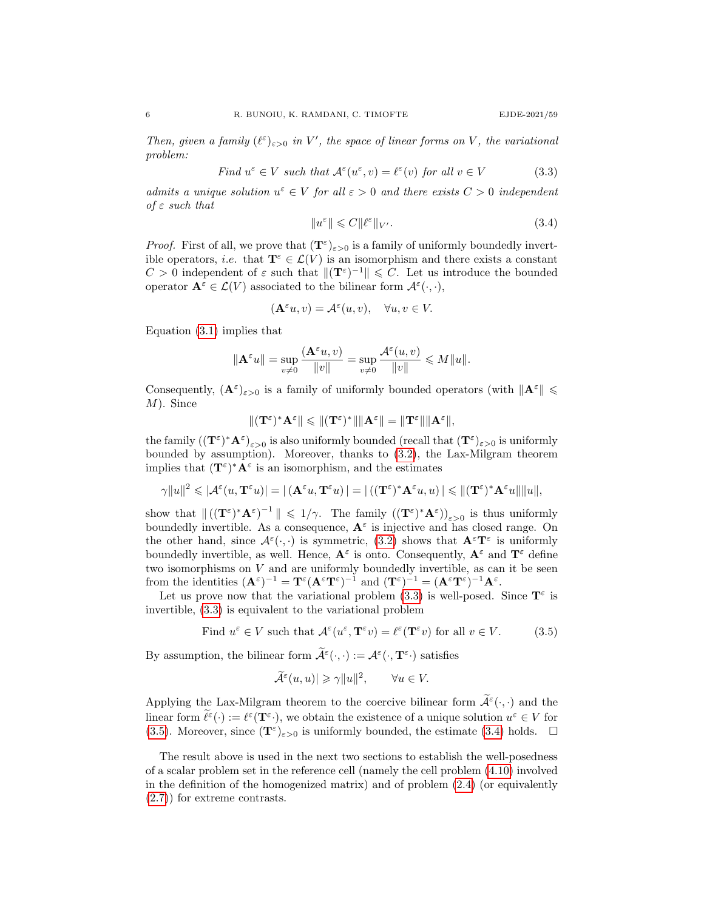*Then, given a family $(\ell^\varepsilon)_{\varepsilon>0}$ in $V'$, the space of linear forms on $V$, the variational problem:*

$$\text{Find } u^\varepsilon \in V \text{ such that } \mathcal{A}^\varepsilon(u^\varepsilon, v) = \ell^\varepsilon(v) \text{ for all } v \in V \tag{3.3}$$

*admits a unique solution $u^\varepsilon \in V$ for all $\varepsilon > 0$ and there exists $C > 0$ independent of $\varepsilon$ such that*

$$\|u^\varepsilon\| \leqslant C\|\ell^\varepsilon\|_{V'}. \tag{3.4}$$

*Proof.* First of all, we prove that $(\mathbf{T}^\varepsilon)_{\varepsilon>0}$ is a family of uniformly boundedly invertible operators, *i.e.* that $\mathbf{T}^\varepsilon \in \mathcal{L}(V)$ is an isomorphism and there exists a constant $C > 0$ independent of $\varepsilon$ such that $\|(\mathbf{T}^\varepsilon)^{-1}\| \leqslant C$. Let us introduce the bounded operator $\mathbf{A}^\varepsilon \in \mathcal{L}(V)$ associated to the bilinear form $\mathcal{A}^\varepsilon(\cdot,\cdot)$,

$$(\mathbf{A}^\varepsilon u, v) = \mathcal{A}^\varepsilon(u, v), \quad \forall u, v \in V.$$

Equation (3.1) implies that

$$\|\mathbf{A}^\varepsilon u\| = \sup_{v\neq 0} \frac{(\mathbf{A}^\varepsilon u, v)}{\|v\|} = \sup_{v\neq 0} \frac{\mathcal{A}^\varepsilon(u, v)}{\|v\|} \leqslant M\|u\|.$$

Consequently, $(\mathbf{A}^\varepsilon)_{\varepsilon>0}$ is a family of uniformly bounded operators (with $\|\mathbf{A}^\varepsilon\| \leqslant M$). Since

$$\|(\mathbf{T}^\varepsilon)^*\mathbf{A}^\varepsilon\| \leqslant \|(\mathbf{T}^\varepsilon)^*\|\|\mathbf{A}^\varepsilon\| = \|\mathbf{T}^\varepsilon\|\|\mathbf{A}^\varepsilon\|,$$

the family $\left((\mathbf{T}^\varepsilon)^*\mathbf{A}^\varepsilon\right)_{\varepsilon>0}$ is also uniformly bounded (recall that $(\mathbf{T}^\varepsilon)_{\varepsilon>0}$ is uniformly bounded by assumption). Moreover, thanks to (3.2), the Lax-Milgram theorem implies that $(\mathbf{T}^\varepsilon)^*\mathbf{A}^\varepsilon$ is an isomorphism, and the estimates

$$\gamma\|u\|^2 \leqslant |\mathcal{A}^\varepsilon(u, \mathbf{T}^\varepsilon u)| = |\left(\mathbf{A}^\varepsilon u, \mathbf{T}^\varepsilon u\right)| = |\left((\mathbf{T}^\varepsilon)^*\mathbf{A}^\varepsilon u, u\right)| \leqslant \|(\mathbf{T}^\varepsilon)^*\mathbf{A}^\varepsilon u\|\|u\|,$$

show that $\|\left((\mathbf{T}^\varepsilon)^*\mathbf{A}^\varepsilon\right)^{-1}\| \leqslant 1/\gamma$. The family $\left((\mathbf{T}^\varepsilon)^*\mathbf{A}^\varepsilon)\right)_{\varepsilon>0}$ is thus uniformly boundedly invertible. As a consequence, $\mathbf{A}^\varepsilon$ is injective and has closed range. On the other hand, since $\mathcal{A}^\varepsilon(\cdot,\cdot)$ is symmetric, (3.2) shows that $\mathbf{A}^\varepsilon\mathbf{T}^\varepsilon$ is uniformly boundedly invertible, as well. Hence, $\mathbf{A}^\varepsilon$ is onto. Consequently, $\mathbf{A}^\varepsilon$ and $\mathbf{T}^\varepsilon$ define two isomorphisms on $V$ and are uniformly boundedly invertible, as can it be seen from the identities $(\mathbf{A}^\varepsilon)^{-1} = \mathbf{T}^\varepsilon(\mathbf{A}^\varepsilon\mathbf{T}^\varepsilon)^{-1}$ and $(\mathbf{T}^\varepsilon)^{-1} = (\mathbf{A}^\varepsilon\mathbf{T}^\varepsilon)^{-1}\mathbf{A}^\varepsilon$.

Let us prove now that the variational problem (3.3) is well-posed. Since $\mathbf{T}^\varepsilon$ is invertible, (3.3) is equivalent to the variational problem

$$\text{Find } u^\varepsilon \in V \text{ such that } \mathcal{A}^\varepsilon(u^\varepsilon, \mathbf{T}^\varepsilon v) = \ell^\varepsilon(\mathbf{T}^\varepsilon v) \text{ for all } v \in V. \tag{3.5}$$

By assumption, the bilinear form $\widetilde{\mathcal{A}}^\varepsilon(\cdot,\cdot) := \mathcal{A}^\varepsilon(\cdot, \mathbf{T}^\varepsilon\cdot)$ satisfies

$$\widetilde{\mathcal{A}}^\varepsilon(u, u)| \geqslant \gamma\|u\|^2, \qquad \forall u \in V.$$

Applying the Lax-Milgram theorem to the coercive bilinear form $\widetilde{\mathcal{A}}^\varepsilon(\cdot,\cdot)$ and the linear form $\widetilde{\ell}^\varepsilon(\cdot) := \ell^\varepsilon(\mathbf{T}^\varepsilon\cdot)$, we obtain the existence of a unique solution $u^\varepsilon \in V$ for (3.5). Moreover, since $(\mathbf{T}^\varepsilon)_{\varepsilon>0}$ is uniformly bounded, the estimate (3.4) holds. $\square$

The result above is used in the next two sections to establish the well-posedness of a scalar problem set in the reference cell (namely the cell problem (4.10) involved in the definition of the homogenized matrix) and of problem (2.4) (or equivalently (2.7)) for extreme contrasts.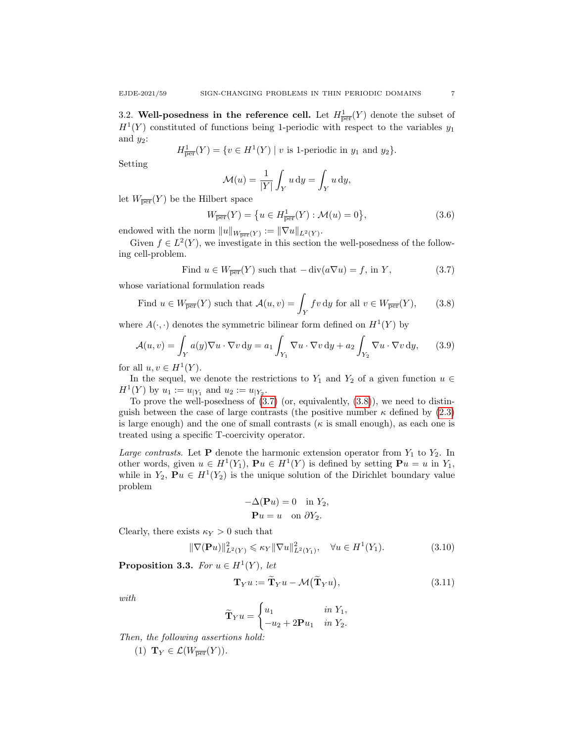3.2. **Well-posedness in the reference cell.** Let $H^1_{\overline{\text{per}}}(Y)$ denote the subset of $H^1(Y)$ constituted of functions being 1-periodic with respect to the variables $y_1$ and $y_2$:

$$H^1_{\overline{\text{per}}}(Y) = \{v \in H^1(Y) \mid v \text{ is 1-periodic in } y_1 \text{ and } y_2\}.$$

Setting

$$\mathcal{M}(u) = \frac{1}{|Y|}\int_Y u \,\mathrm{d}y = \int_Y u \,\mathrm{d}y,$$

let $W_{\overline{\text{per}}}(Y)$ be the Hilbert space

$$W_{\overline{\text{per}}}(Y) = \{u \in H^1_{\overline{\text{per}}}(Y) : \mathcal{M}(u) = 0\}, \tag{3.6}$$

endowed with the norm $\|u\|_{W_{\overline{\text{per}}}(Y)} := \|\nabla u\|_{L^2(Y)}$.

Given $f \in L^2(Y)$, we investigate in this section the well-posedness of the following cell-problem.

$$\text{Find } u \in W_{\overline{\text{per}}}(Y) \text{ such that } -\operatorname{div}(a\nabla u) = f, \text{ in } Y, \tag{3.7}$$

whose variational formulation reads

$$\text{Find } u \in W_{\overline{\text{per}}}(Y) \text{ such that } \mathcal{A}(u, v) = \int_Y f v \,\mathrm{d}y \text{ for all } v \in W_{\overline{\text{per}}}(Y), \tag{3.8}$$

where $A(\cdot,\cdot)$ denotes the symmetric bilinear form defined on $H^1(Y)$ by

$$\mathcal{A}(u, v) = \int_Y a(y)\nabla u \cdot \nabla v \,\mathrm{d}y = a_1 \int_{Y_1} \nabla u \cdot \nabla v \,\mathrm{d}y + a_2 \int_{Y_2} \nabla u \cdot \nabla v \,\mathrm{d}y, \tag{3.9}$$

for all $u, v \in H^1(Y)$.

In the sequel, we denote the restrictions to $Y_1$ and $Y_2$ of a given function $u \in H^1(Y)$ by $u_1 := u_{|Y_1}$ and $u_2 := u_{|Y_2}$.

To prove the well-posedness of (3.7) (or, equivalently, (3.8)), we need to distinguish between the case of large contrasts (the positive number $\kappa$ defined by (2.3) is large enough) and the one of small contrasts ($\kappa$ is small enough), as each one is treated using a specific T-coercivity operator.

*Large contrasts.* Let $\mathbf{P}$ denote the harmonic extension operator from $Y_1$ to $Y_2$. In other words, given $u \in H^1(Y_1)$, $\mathbf{P}u \in H^1(Y)$ is defined by setting $\mathbf{P}u = u$ in $Y_1$, while in $Y_2$, $\mathbf{P}u \in H^1(Y_2)$ is the unique solution of the Dirichlet boundary value problem

$$\begin{gathered}
-\Delta(\mathbf{P}u) = 0 \quad \text{in } Y_2, \\
\mathbf{P}u = u \quad \text{on } \partial Y_2.
\end{gathered}$$

Clearly, there exists $\kappa_Y > 0$ such that

$$\|\nabla(\mathbf{P}u)\|^2_{L^2(Y)} \leqslant \kappa_Y \|\nabla u\|^2_{L^2(Y_1)}, \quad \forall u \in H^1(Y_1). \tag{3.10}$$

**Proposition 3.3.** *For $u \in H^1(Y)$, let*

$$\mathbf{T}_Y u := \widetilde{\mathbf{T}}_Y u - \mathcal{M}(\widetilde{\mathbf{T}}_Y u), \tag{3.11}$$

*with*

$$\widetilde{\mathbf{T}}_Y u = \begin{cases} u_1 & \text{in } Y_1, \\ -u_2 + 2\mathbf{P}u_1 & \text{in } Y_2. \end{cases}$$

*Then, the following assertions hold:*

(1) $\mathbf{T}_Y \in \mathcal{L}(W_{\overline{\text{per}}}(Y))$.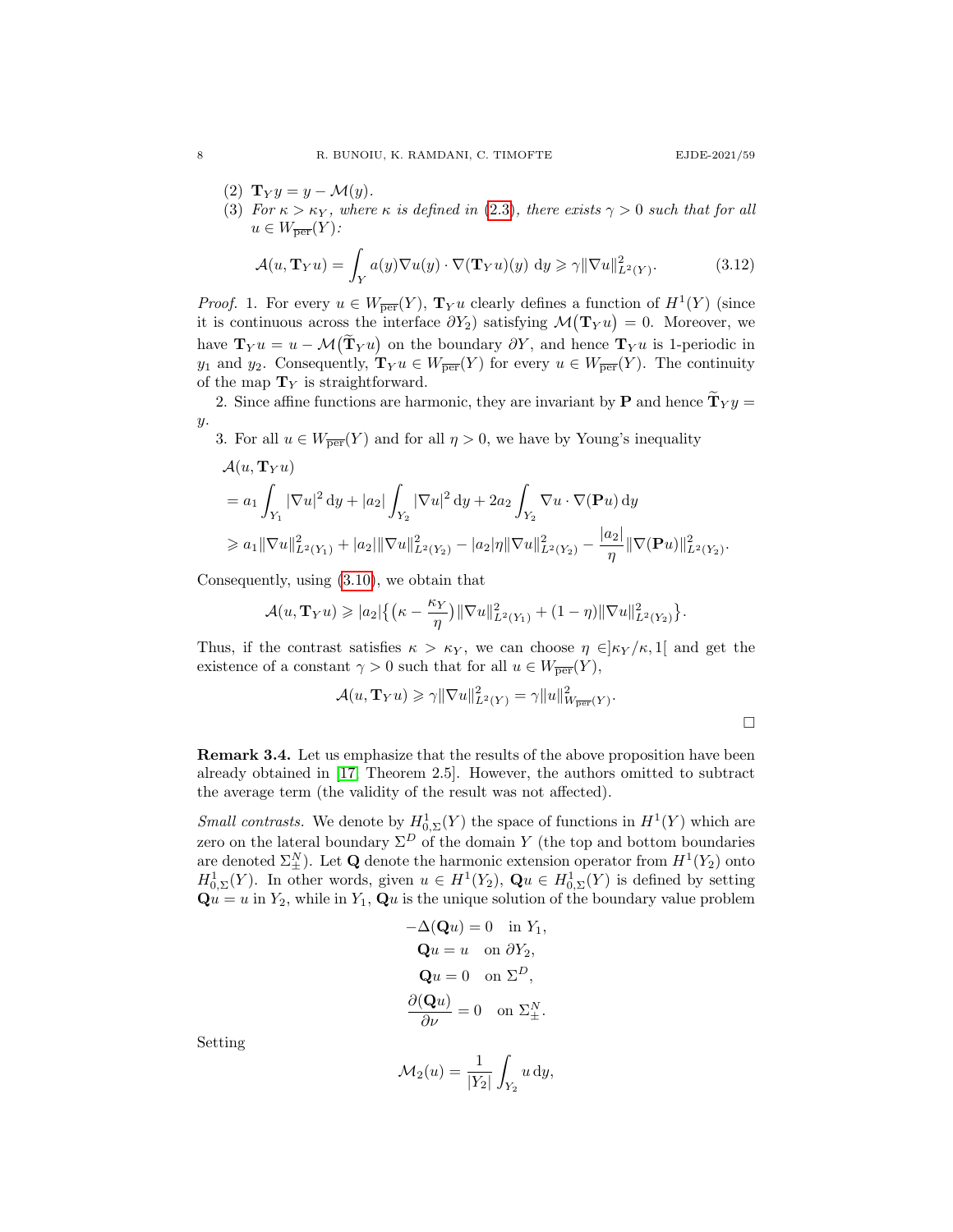(2) $\mathbf{T}_Y y = y - \mathcal{M}(y)$.
(3) *For $\kappa > \kappa_Y$, where $\kappa$ is defined in (2.3), there exists $\gamma > 0$ such that for all $u \in W_{\overline{\rm per}}(Y)$:*

$$\mathcal{A}(u, \mathbf{T}_Y u) = \int_Y a(y)\nabla u(y) \cdot \nabla(\mathbf{T}_Y u)(y)\, dy \geqslant \gamma \|\nabla u\|^2_{L^2(Y)}. \tag{3.12}$$

*Proof.* 1. For every $u \in W_{\overline{\rm per}}(Y)$, $\mathbf{T}_Y u$ clearly defines a function of $H^1(Y)$ (since it is continuous across the interface $\partial Y_2$) satisfying $\mathcal{M}\big(\mathbf{T}_Y u\big) = 0$. Moreover, we have $\mathbf{T}_Y u = u - \mathcal{M}\big(\widetilde{\mathbf{T}}_Y u\big)$ on the boundary $\partial Y$, and hence $\mathbf{T}_Y u$ is 1-periodic in $y_1$ and $y_2$. Consequently, $\mathbf{T}_Y u \in W_{\overline{\rm per}}(Y)$ for every $u \in W_{\overline{\rm per}}(Y)$. The continuity of the map $\mathbf{T}_Y$ is straightforward.

2. Since affine functions are harmonic, they are invariant by $\mathbf{P}$ and hence $\widetilde{\mathbf{T}}_Y y = y$.

3. For all $u \in W_{\overline{\rm per}}(Y)$ and for all $\eta > 0$, we have by Young's inequality

$$\begin{aligned}
&\mathcal{A}(u, \mathbf{T}_Y u)\\
&= a_1 \int_{Y_1} |\nabla u|^2 \,dy + |a_2| \int_{Y_2} |\nabla u|^2 \,dy + 2a_2 \int_{Y_2} \nabla u \cdot \nabla(\mathbf{P}u)\,dy \\
&\geqslant a_1 \|\nabla u\|^2_{L^2(Y_1)} + |a_2| \|\nabla u\|^2_{L^2(Y_2)} - |a_2|\eta \|\nabla u\|^2_{L^2(Y_2)} - \frac{|a_2|}{\eta} \|\nabla(\mathbf{P}u)\|^2_{L^2(Y_2)}.
\end{aligned}$$

Consequently, using (3.10), we obtain that

$$\mathcal{A}(u, \mathbf{T}_Y u) \geqslant |a_2| \big\{ \big(\kappa - \frac{\kappa_Y}{\eta}\big) \|\nabla u\|^2_{L^2(Y_1)} + (1 - \eta) \|\nabla u\|^2_{L^2(Y_2)} \big\}.$$

Thus, if the contrast satisfies $\kappa > \kappa_Y$, we can choose $\eta \in ]\kappa_Y/\kappa, 1[$ and get the existence of a constant $\gamma > 0$ such that for all $u \in W_{\overline{\rm per}}(Y)$,

$$\mathcal{A}(u, \mathbf{T}_Y u) \geqslant \gamma \|\nabla u\|^2_{L^2(Y)} = \gamma \|u\|^2_{W_{\overline{\rm per}}(Y)}.$$

□

**Remark 3.4.** Let us emphasize that the results of the above proposition have been already obtained in [17, Theorem 2.5]. However, the authors omitted to subtract the average term (the validity of the result was not affected).

*Small contrasts.* We denote by $H^1_{0,\Sigma}(Y)$ the space of functions in $H^1(Y)$ which are zero on the lateral boundary $\Sigma^D$ of the domain $Y$ (the top and bottom boundaries are denoted $\Sigma^N_\pm$). Let $\mathbf{Q}$ denote the harmonic extension operator from $H^1(Y_2)$ onto $H^1_{0,\Sigma}(Y)$. In other words, given $u \in H^1(Y_2)$, $\mathbf{Q}u \in H^1_{0,\Sigma}(Y)$ is defined by setting $\mathbf{Q}u = u$ in $Y_2$, while in $Y_1$, $\mathbf{Q}u$ is the unique solution of the boundary value problem

$$\begin{gathered}
-\Delta(\mathbf{Q}u) = 0 \quad \text{in } Y_1, \\
\mathbf{Q}u = u \quad \text{on } \partial Y_2, \\
\mathbf{Q}u = 0 \quad \text{on } \Sigma^D, \\
\frac{\partial(\mathbf{Q}u)}{\partial \nu} = 0 \quad \text{on } \Sigma^N_\pm.
\end{gathered}$$

Setting

$$\mathcal{M}_2(u) = \frac{1}{|Y_2|} \int_{Y_2} u \,dy,$$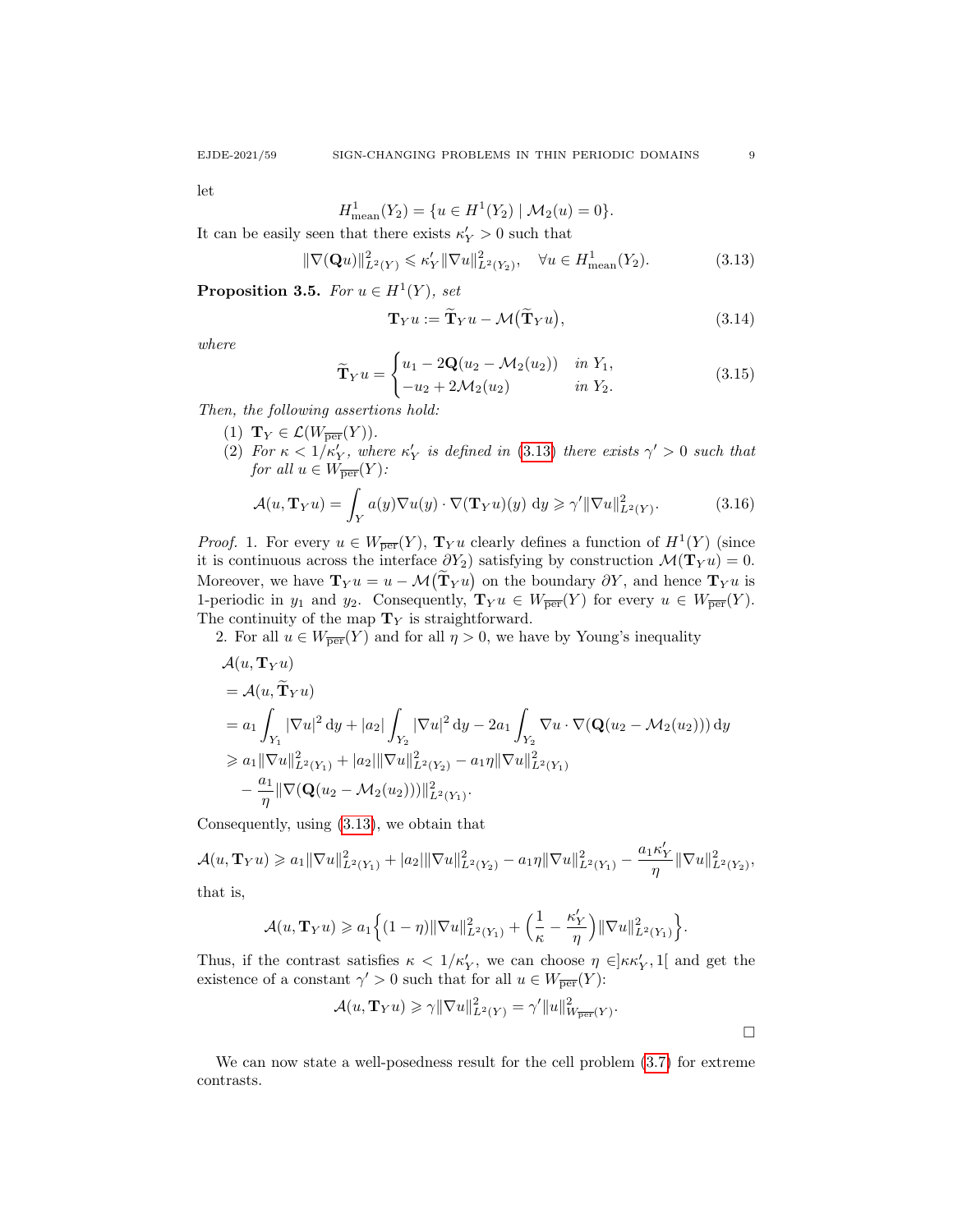let

$$H^1_{\text{mean}}(Y_2) = \{u \in H^1(Y_2) \mid \mathcal{M}_2(u) = 0\}.$$

It can be easily seen that there exists $\kappa'_Y > 0$ such that

$$\|\nabla(\mathbf{Q}u)\|^2_{L^2(Y)} \leqslant \kappa'_Y \|\nabla u\|^2_{L^2(Y_2)}, \quad \forall u \in H^1_{\text{mean}}(Y_2). \tag{3.13}$$

**Proposition 3.5.** *For $u \in H^1(Y)$, set*

$$\mathbf{T}_Y u := \widetilde{\mathbf{T}}_Y u - \mathcal{M}(\widetilde{\mathbf{T}}_Y u), \tag{3.14}$$

*where*

$$\widetilde{\mathbf{T}}_Y u = \begin{cases} u_1 - 2\mathbf{Q}(u_2 - \mathcal{M}_2(u_2)) & \text{in } Y_1, \\ -u_2 + 2\mathcal{M}_2(u_2) & \text{in } Y_2. \end{cases} \tag{3.15}$$

*Then, the following assertions hold:*

1. $\mathbf{T}_Y \in \mathcal{L}(W_{\overline{\text{per}}}(Y))$.
2. *For $\kappa < 1/\kappa'_Y$, where $\kappa'_Y$ is defined in (3.13) there exists $\gamma' > 0$ such that for all $u \in W_{\overline{\text{per}}}(Y)$:*

$$\mathcal{A}(u, \mathbf{T}_Y u) = \int_Y a(y) \nabla u(y) \cdot \nabla(\mathbf{T}_Y u)(y) \, dy \geqslant \gamma' \|\nabla u\|^2_{L^2(Y)}. \tag{3.16}$$

*Proof.* 1. For every $u \in W_{\overline{\text{per}}}(Y)$, $\mathbf{T}_Y u$ clearly defines a function of $H^1(Y)$ (since it is continuous across the interface $\partial Y_2$) satisfying by construction $\mathcal{M}(\mathbf{T}_Y u) = 0$. Moreover, we have $\mathbf{T}_Y u = u - \mathcal{M}(\widetilde{\mathbf{T}}_Y u)$ on the boundary $\partial Y$, and hence $\mathbf{T}_Y u$ is 1-periodic in $y_1$ and $y_2$. Consequently, $\mathbf{T}_Y u \in W_{\overline{\text{per}}}(Y)$ for every $u \in W_{\overline{\text{per}}}(Y)$. The continuity of the map $\mathbf{T}_Y$ is straightforward.

2. For all $u \in W_{\overline{\text{per}}}(Y)$ and for all $\eta > 0$, we have by Young's inequality

$$\begin{aligned}
&\mathcal{A}(u, \mathbf{T}_Y u) \\
&= \mathcal{A}(u, \widetilde{\mathbf{T}}_Y u) \\
&= a_1 \int_{Y_1} |\nabla u|^2 \, dy + |a_2| \int_{Y_2} |\nabla u|^2 \, dy - 2a_1 \int_{Y_2} \nabla u \cdot \nabla(\mathbf{Q}(u_2 - \mathcal{M}_2(u_2))) \, dy \\
&\geqslant a_1 \|\nabla u\|^2_{L^2(Y_1)} + |a_2| \|\nabla u\|^2_{L^2(Y_2)} - a_1 \eta \|\nabla u\|^2_{L^2(Y_1)} \\
&\quad - \frac{a_1}{\eta} \|\nabla(\mathbf{Q}(u_2 - \mathcal{M}_2(u_2)))\|^2_{L^2(Y_1)}.
\end{aligned}$$

Consequently, using (3.13), we obtain that

$$\mathcal{A}(u, \mathbf{T}_Y u) \geqslant a_1 \|\nabla u\|^2_{L^2(Y_1)} + |a_2| \|\nabla u\|^2_{L^2(Y_2)} - a_1 \eta \|\nabla u\|^2_{L^2(Y_1)} - \frac{a_1 \kappa'_Y}{\eta} \|\nabla u\|^2_{L^2(Y_2)},$$

that is,

$$\mathcal{A}(u, \mathbf{T}_Y u) \geqslant a_1 \Big\{ (1 - \eta) \|\nabla u\|^2_{L^2(Y_1)} + \Big( \frac{1}{\kappa} - \frac{\kappa'_Y}{\eta} \Big) \|\nabla u\|^2_{L^2(Y_1)} \Big\}.$$

Thus, if the contrast satisfies $\kappa < 1/\kappa'_Y$, we can choose $\eta \in ]\kappa\kappa'_Y, 1[$ and get the existence of a constant $\gamma' > 0$ such that for all $u \in W_{\overline{\text{per}}}(Y)$:

$$\mathcal{A}(u, \mathbf{T}_Y u) \geqslant \gamma \|\nabla u\|^2_{L^2(Y)} = \gamma' \|u\|^2_{W_{\overline{\text{per}}}(Y)}.$$

□

We can now state a well-posedness result for the cell problem (3.7) for extreme contrasts.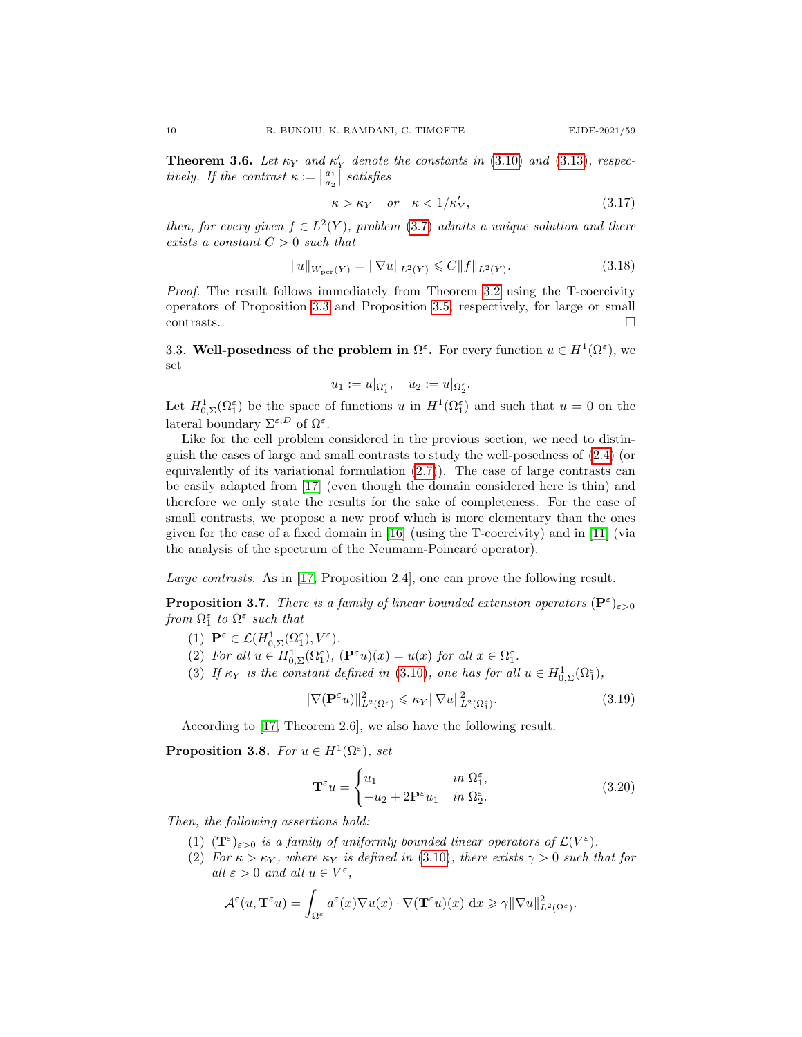**Theorem 3.6.** *Let $\kappa_Y$ and $\kappa'_Y$ denote the constants in (3.10) and (3.13), respectively. If the contrast $\kappa := \left|\frac{a_1}{a_2}\right|$ satisfies*

$$\kappa > \kappa_Y \quad or \quad \kappa < 1/\kappa'_Y, \tag{3.17}$$

*then, for every given $f \in L^2(Y)$, problem (3.7) admits a unique solution and there exists a constant $C > 0$ such that*

$$\|u\|_{W_{\overline{\text{per}}}(Y)} = \|\nabla u\|_{L^2(Y)} \leqslant C\|f\|_{L^2(Y)}. \tag{3.18}$$

*Proof.* The result follows immediately from Theorem 3.2 using the T-coercivity operators of Proposition 3.3 and Proposition 3.5, respectively, for large or small contrasts. □

3.3. **Well-posedness of the problem in $\Omega^\varepsilon$.** For every function $u \in H^1(\Omega^\varepsilon)$, we set

$$u_1 := u|_{\Omega_1^\varepsilon}, \quad u_2 := u|_{\Omega_2^\varepsilon}.$$

Let $H^1_{0,\Sigma}(\Omega_1^\varepsilon)$ be the space of functions $u$ in $H^1(\Omega_1^\varepsilon)$ and such that $u = 0$ on the lateral boundary $\Sigma^{\varepsilon,D}$ of $\Omega^\varepsilon$.

Like for the cell problem considered in the previous section, we need to distinguish the cases of large and small contrasts to study the well-posedness of (2.4) (or equivalently of its variational formulation (2.7)). The case of large contrasts can be easily adapted from [17] (even though the domain considered here is thin) and therefore we only state the results for the sake of completeness. For the case of small contrasts, we propose a new proof which is more elementary than the ones given for the case of a fixed domain in [16] (using the T-coercivity) and in [11] (via the analysis of the spectrum of the Neumann-Poincaré operator).

*Large contrasts.* As in [17, Proposition 2.4], one can prove the following result.

**Proposition 3.7.** *There is a family of linear bounded extension operators $(\mathbf{P}^\varepsilon)_{\varepsilon>0}$ from $\Omega_1^\varepsilon$ to $\Omega^\varepsilon$ such that*

(1) $\mathbf{P}^\varepsilon \in \mathcal{L}(H^1_{0,\Sigma}(\Omega_1^\varepsilon), V^\varepsilon)$.
(2) *For all $u \in H^1_{0,\Sigma}(\Omega_1^\varepsilon)$, $(\mathbf{P}^\varepsilon u)(x) = u(x)$ for all $x \in \Omega_1^\varepsilon$.*
(3) *If $\kappa_Y$ is the constant defined in (3.10), one has for all $u \in H^1_{0,\Sigma}(\Omega_1^\varepsilon)$,*

$$\|\nabla(\mathbf{P}^\varepsilon u)\|^2_{L^2(\Omega^\varepsilon)} \leqslant \kappa_Y \|\nabla u\|^2_{L^2(\Omega_1^\varepsilon)}. \tag{3.19}$$

According to [17, Theorem 2.6], we also have the following result.

**Proposition 3.8.** *For $u \in H^1(\Omega^\varepsilon)$, set*

$$\mathbf{T}^\varepsilon u = \begin{cases} u_1 & \text{in } \Omega_1^\varepsilon, \\ -u_2 + 2\mathbf{P}^\varepsilon u_1 & \text{in } \Omega_2^\varepsilon. \end{cases} \tag{3.20}$$

*Then, the following assertions hold:*

(1) *$(\mathbf{T}^\varepsilon)_{\varepsilon>0}$ is a family of uniformly bounded linear operators of $\mathcal{L}(V^\varepsilon)$.*
(2) *For $\kappa > \kappa_Y$, where $\kappa_Y$ is defined in (3.10), there exists $\gamma > 0$ such that for all $\varepsilon > 0$ and all $u \in V^\varepsilon$,*

$$\mathcal{A}^\varepsilon(u, \mathbf{T}^\varepsilon u) = \int_{\Omega^\varepsilon} a^\varepsilon(x)\nabla u(x) \cdot \nabla(\mathbf{T}^\varepsilon u)(x)\, \mathrm{d}x \geqslant \gamma \|\nabla u\|^2_{L^2(\Omega^\varepsilon)}.$$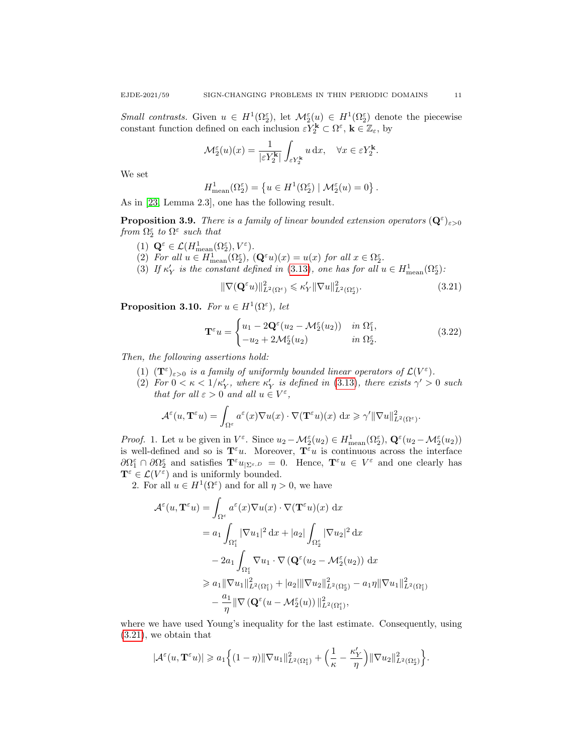*Small contrasts.* Given $u \in H^1(\Omega_2^\varepsilon)$, let $\mathcal{M}_2^\varepsilon(u) \in H^1(\Omega_2^\varepsilon)$ denote the piecewise constant function defined on each inclusion $\varepsilon Y_2^{\mathbf{k}} \subset \Omega^\varepsilon$, $\mathbf{k} \in \mathbb{Z}_\varepsilon$, by

$$\mathcal{M}_2^\varepsilon(u)(x) = \frac{1}{|\varepsilon Y_2^{\mathbf{k}}|} \int_{\varepsilon Y_2^{\mathbf{k}}} u \, \mathrm{d}x, \quad \forall x \in \varepsilon Y_2^{\mathbf{k}}.$$

We set

$$H^1_{\mathrm{mean}}(\Omega_2^\varepsilon) = \left\{ u \in H^1(\Omega_2^\varepsilon) \mid \mathcal{M}_2^\varepsilon(u) = 0 \right\}.$$

As in [23, Lemma 2.3], one has the following result.

**Proposition 3.9.** *There is a family of linear bounded extension operators $(\mathbf{Q}^\varepsilon)_{\varepsilon>0}$ from $\Omega_2^\varepsilon$ to $\Omega^\varepsilon$ such that*

1. $\mathbf{Q}^\varepsilon \in \mathcal{L}(H^1_{\mathrm{mean}}(\Omega_2^\varepsilon), V^\varepsilon)$.
2. *For all $u \in H^1_{\mathrm{mean}}(\Omega_2^\varepsilon)$, $(\mathbf{Q}^\varepsilon u)(x) = u(x)$ for all $x \in \Omega_2^\varepsilon$.*
3. *If $\kappa'_Y$ is the constant defined in (3.13), one has for all $u \in H^1_{\mathrm{mean}}(\Omega_2^\varepsilon)$:*
$$\|\nabla(\mathbf{Q}^\varepsilon u)\|^2_{L^2(\Omega^\varepsilon)} \leqslant \kappa'_Y \|\nabla u\|^2_{L^2(\Omega_2^\varepsilon)}. \tag{3.21}$$

**Proposition 3.10.** *For $u \in H^1(\Omega^\varepsilon)$, let*

$$\mathbf{T}^\varepsilon u = \begin{cases} u_1 - 2\mathbf{Q}^\varepsilon(u_2 - \mathcal{M}_2^\varepsilon(u_2)) & \text{in } \Omega_1^\varepsilon, \\ -u_2 + 2\mathcal{M}_2^\varepsilon(u_2) & \text{in } \Omega_2^\varepsilon. \end{cases} \tag{3.22}$$

*Then, the following assertions hold:*

1. *$(\mathbf{T}^\varepsilon)_{\varepsilon>0}$ is a family of uniformly bounded linear operators of $\mathcal{L}(V^\varepsilon)$.*
2. *For $0 < \kappa < 1/\kappa'_Y$, where $\kappa'_Y$ is defined in (3.13), there exists $\gamma' > 0$ such that for all $\varepsilon > 0$ and all $u \in V^\varepsilon$,*
$$\mathcal{A}^\varepsilon(u, \mathbf{T}^\varepsilon u) = \int_{\Omega^\varepsilon} a^\varepsilon(x) \nabla u(x) \cdot \nabla(\mathbf{T}^\varepsilon u)(x) \, \mathrm{d}x \geqslant \gamma' \|\nabla u\|^2_{L^2(\Omega^\varepsilon)}.$$

*Proof.* 1. Let $u$ be given in $V^\varepsilon$. Since $u_2 - \mathcal{M}_2^\varepsilon(u_2) \in H^1_{\mathrm{mean}}(\Omega_2^\varepsilon)$, $\mathbf{Q}^\varepsilon(u_2 - \mathcal{M}_2^\varepsilon(u_2))$ is well-defined and so is $\mathbf{T}^\varepsilon u$. Moreover, $\mathbf{T}^\varepsilon u$ is continuous across the interface $\partial\Omega_1^\varepsilon \cap \partial\Omega_2^\varepsilon$ and satisfies $\mathbf{T}^\varepsilon u_{|\Sigma^{\varepsilon,D}} = 0$. Hence, $\mathbf{T}^\varepsilon u \in V^\varepsilon$ and one clearly has $\mathbf{T}^\varepsilon \in \mathcal{L}(V^\varepsilon)$ and is uniformly bounded.

2. For all $u \in H^1(\Omega^\varepsilon)$ and for all $\eta > 0$, we have

$$\begin{aligned}
\mathcal{A}^\varepsilon(u, \mathbf{T}^\varepsilon u) &= \int_{\Omega^\varepsilon} a^\varepsilon(x) \nabla u(x) \cdot \nabla(\mathbf{T}^\varepsilon u)(x) \, \mathrm{d}x \\
&= a_1 \int_{\Omega_1^\varepsilon} |\nabla u_1|^2 \, \mathrm{d}x + |a_2| \int_{\Omega_2^\varepsilon} |\nabla u_2|^2 \, \mathrm{d}x \\
&\quad - 2a_1 \int_{\Omega_1^\varepsilon} \nabla u_1 \cdot \nabla \left( \mathbf{Q}^\varepsilon(u_2 - \mathcal{M}_2^\varepsilon(u_2)) \right) \mathrm{d}x \\
&\geqslant a_1 \|\nabla u_1\|^2_{L^2(\Omega_1^\varepsilon)} + |a_2| \|\nabla u_2\|^2_{L^2(\Omega_2^\varepsilon)} - a_1 \eta \|\nabla u_1\|^2_{L^2(\Omega_1^\varepsilon)} \\
&\quad - \frac{a_1}{\eta} \|\nabla \left( \mathbf{Q}^\varepsilon(u - \mathcal{M}_2^\varepsilon(u)) \right)\|^2_{L^2(\Omega_1^\varepsilon)},
\end{aligned}$$

where we have used Young's inequality for the last estimate. Consequently, using (3.21), we obtain that

$$|\mathcal{A}^\varepsilon(u, \mathbf{T}^\varepsilon u)| \geqslant a_1 \Big\{ (1 - \eta) \|\nabla u_1\|^2_{L^2(\Omega_1^\varepsilon)} + \Big( \frac{1}{\kappa} - \frac{\kappa'_Y}{\eta} \Big) \|\nabla u_2\|^2_{L^2(\Omega_2^\varepsilon)} \Big\}.$$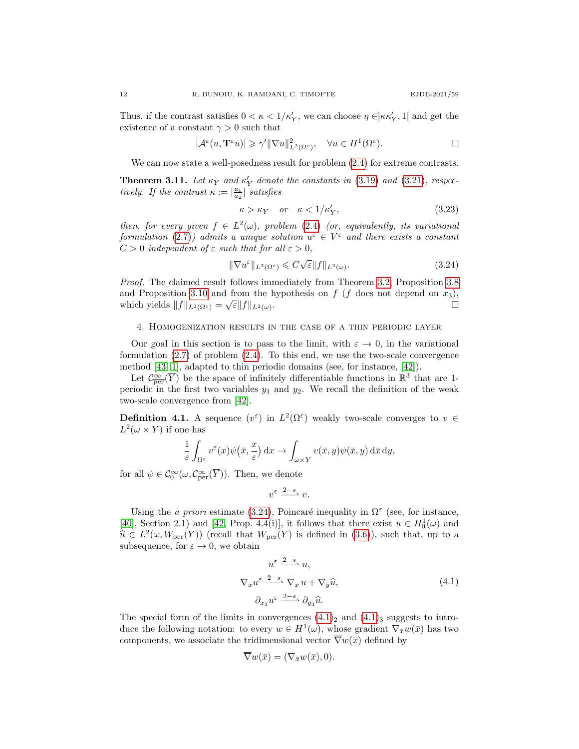Thus, if the contrast satisfies $0 < \kappa < 1/\kappa'_Y$, we can choose $\eta \in ]\kappa\kappa'_Y, 1[$ and get the existence of a constant $\gamma > 0$ such that

$$|\mathcal{A}^\varepsilon(u, \mathbf{T}^\varepsilon u)| \geqslant \gamma' \|\nabla u\|^2_{L^2(\Omega^\varepsilon)}, \quad \forall u \in H^1(\Omega^\varepsilon). \qquad \square$$

We can now state a well-posedness result for problem (2.4) for extreme contrasts.

**Theorem 3.11.** *Let $\kappa_Y$ and $\kappa'_Y$ denote the constants in (3.19) and (3.21), respectively. If the contrast $\kappa := |\frac{a_1}{a_2}|$ satisfies*

$$\kappa > \kappa_Y \quad \text{or} \quad \kappa < 1/\kappa'_Y, \tag{3.23}$$

*then, for every given $f \in L^2(\omega)$, problem (2.4) (or, equivalently, its variational formulation (2.7)) admits a unique solution $u^\varepsilon \in V^\varepsilon$ and there exists a constant $C > 0$ independent of $\varepsilon$ such that for all $\varepsilon > 0$,*

$$\|\nabla u^\varepsilon\|_{L^2(\Omega^\varepsilon)} \leqslant C\sqrt{\varepsilon}\|f\|_{L^2(\omega)}. \tag{3.24}$$

*Proof.* The claimed result follows immediately from Theorem 3.2, Proposition 3.8 and Proposition 3.10 and from the hypothesis on $f$ ($f$ does not depend on $x_3$), which yields $\|f\|_{L^2(\Omega^\varepsilon)} = \sqrt{\varepsilon}\|f\|_{L^2(\omega)}$. $\square$

## 4. Homogenization results in the case of a thin periodic layer

Our goal in this section is to pass to the limit, with $\varepsilon \to 0$, in the variational formulation (2.7) of problem (2.4). To this end, we use the two-scale convergence method [43, 1], adapted to thin periodic domains (see, for instance, [42]).

Let $\mathcal{C}^\infty_{\text{per}}(\overline{Y})$ be the space of infinitely differentiable functions in $\mathbb{R}^3$ that are 1-periodic in the first two variables $y_1$ and $y_2$. We recall the definition of the weak two-scale convergence from [42].

**Definition 4.1.** A sequence $(v^\varepsilon)$ in $L^2(\Omega^\varepsilon)$ weakly two-scale converges to $v \in L^2(\omega \times Y)$ if one has

$$\frac{1}{\varepsilon}\int_{\Omega^\varepsilon} v^\varepsilon(x)\psi\big(\bar{x}, \frac{x}{\varepsilon}\big)\,\mathrm{d}x \to \int_{\omega\times Y} v(\bar{x}, y)\psi(\bar{x}, y)\,\mathrm{d}\bar{x}\,\mathrm{d}y,$$

for all $\psi \in \mathcal{C}^\infty_0(\omega, \mathcal{C}^\infty_{\text{per}}(\overline{Y}))$. Then, we denote

$$v^\varepsilon \xrightarrow{2-s} v.$$

Using the *a priori* estimate (3.24), Poincaré inequality in $\Omega^\varepsilon$ (see, for instance, [40], Section 2.1) and [42, Prop. 4.4(i)], it follows that there exist $u \in H^1_0(\omega)$ and $\widehat{u} \in L^2(\omega, W_{\overline{\text{per}}}(Y))$ (recall that $W_{\overline{\text{per}}}(Y)$ is defined in (3.6)), such that, up to a subsequence, for $\varepsilon \to 0$, we obtain

$$\begin{gathered}
u^\varepsilon \xrightarrow{2-s} u,\\
\nabla_{\bar{x}} u^\varepsilon \xrightarrow{2-s} \nabla_{\bar{x}}\, u + \nabla_{\bar{y}}\widehat{u},\\
\partial_{x_3} u^\varepsilon \xrightarrow{2-s} \partial_{y_3}\widehat{u}.
\end{gathered} \tag{4.1}$$

The special form of the limits in convergences $(4.1)_2$ and $(4.1)_3$ suggests to introduce the following notation: to every $w \in H^1(\omega)$, whose gradient $\nabla_{\bar{x}} w(\bar{x})$ has two components, we associate the tridimensional vector $\overline{\nabla} w(\bar{x})$ defined by

$$\overline{\nabla} w(\bar{x}) = (\nabla_{\bar{x}} w(\bar{x}), 0).$$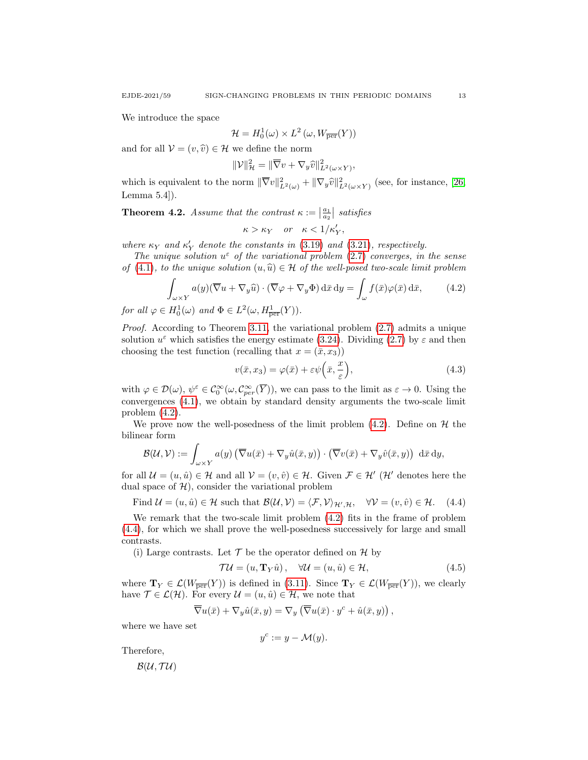We introduce the space

$$\mathcal{H} = H_0^1(\omega) \times L^2\left(\omega, W_{\overline{\mathrm{per}}}(Y)\right)$$

and for all $\mathcal{V} = (v, \widehat{v}) \in \mathcal{H}$ we define the norm

$$\|\mathcal{V}\|_{\mathcal{H}}^2 = \|\overline{\nabla} v + \nabla_y \widehat{v}\|_{L^2(\omega\times Y)}^2,$$

which is equivalent to the norm $\|\overline{\nabla} v\|_{L^2(\omega)}^2 + \|\nabla_y \widehat{v}\|_{L^2(\omega\times Y)}^2$ (see, for instance, [26, Lemma 5.4]).

**Theorem 4.2.** *Assume that the contrast $\kappa := \left|\frac{a_1}{a_2}\right|$ satisfies*

$$\kappa > \kappa_Y \quad \text{or} \quad \kappa < 1/\kappa_Y',$$

*where $\kappa_Y$ and $\kappa_Y'$ denote the constants in (3.19) and (3.21), respectively.*

*The unique solution $u^\varepsilon$ of the variational problem (2.7) converges, in the sense of (4.1), to the unique solution $(u, \widehat{u}) \in \mathcal{H}$ of the well-posed two-scale limit problem*

$$\int_{\omega\times Y} a(y)(\overline{\nabla} u + \nabla_y \widehat{u}) \cdot (\overline{\nabla}\varphi + \nabla_y \Phi)\,\mathrm{d}\bar{x}\,\mathrm{d}y = \int_\omega f(\bar{x})\varphi(\bar{x})\,\mathrm{d}\bar{x}, \tag{4.2}$$

*for all $\varphi \in H_0^1(\omega)$ and $\Phi \in L^2(\omega, H^1_{\overline{\mathrm{per}}}(Y))$.*

*Proof.* According to Theorem 3.11, the variational problem (2.7) admits a unique solution $u^\varepsilon$ which satisfies the energy estimate (3.24). Dividing (2.7) by $\varepsilon$ and then choosing the test function (recalling that $x = (\bar{x}, x_3)$)

$$v(\bar{x}, x_3) = \varphi(\bar{x}) + \varepsilon\psi\Big(\bar{x}, \frac{x}{\varepsilon}\Big), \tag{4.3}$$

with $\varphi \in \mathcal{D}(\omega)$, $\psi^\varepsilon \in \mathcal{C}_0^\infty(\omega, \mathcal{C}^\infty_{per}(\overline{Y}))$, we can pass to the limit as $\varepsilon \to 0$. Using the convergences (4.1), we obtain by standard density arguments the two-scale limit problem (4.2).

We prove now the well-posedness of the limit problem (4.2). Define on $\mathcal{H}$ the bilinear form

$$\mathcal{B}(\mathcal{U}, \mathcal{V}) := \int_{\omega\times Y} a(y)\left(\overline{\nabla} u(\bar{x}) + \nabla_y \hat{u}(\bar{x}, y)\right) \cdot \left(\overline{\nabla} v(\bar{x}) + \nabla_y \hat{v}(\bar{x}, y)\right)\,\mathrm{d}\bar{x}\,\mathrm{d}y,$$

for all $\mathcal{U} = (u, \hat{u}) \in \mathcal{H}$ and all $\mathcal{V} = (v, \hat{v}) \in \mathcal{H}$. Given $\mathcal{F} \in \mathcal{H}'$ ($\mathcal{H}'$ denotes here the dual space of $\mathcal{H}$), consider the variational problem

$$\text{Find } \mathcal{U} = (u, \hat{u}) \in \mathcal{H} \text{ such that } \mathcal{B}(\mathcal{U}, \mathcal{V}) = \langle \mathcal{F}, \mathcal{V}\rangle_{\mathcal{H}',\mathcal{H}}, \quad \forall \mathcal{V} = (v, \hat{v}) \in \mathcal{H}. \tag{4.4}$$

We remark that the two-scale limit problem (4.2) fits in the frame of problem (4.4), for which we shall prove the well-posedness successively for large and small contrasts.

(i) Large contrasts. Let $\mathcal{T}$ be the operator defined on $\mathcal{H}$ by

$$\mathcal{T}\mathcal{U} = (u, \mathbf{T}_Y \hat{u}), \quad \forall \mathcal{U} = (u, \hat{u}) \in \mathcal{H}, \tag{4.5}$$

where $\mathbf{T}_Y \in \mathcal{L}(W_{\overline{\mathrm{per}}}(Y))$ is defined in (3.11). Since $\mathbf{T}_Y \in \mathcal{L}(W_{\overline{\mathrm{per}}}(Y))$, we clearly have $\mathcal{T} \in \mathcal{L}(\mathcal{H})$. For every $\mathcal{U} = (u, \hat{u}) \in \mathcal{H}$, we note that

$$\overline{\nabla} u(\bar{x}) + \nabla_y \hat{u}(\bar{x}, y) = \nabla_y\left(\overline{\nabla} u(\bar{x}) \cdot y^c + \hat{u}(\bar{x}, y)\right),$$

where we have set

$$y^c := y - \mathcal{M}(y).$$

Therefore,

$\mathcal{B}(\mathcal{U}, \mathcal{T}\mathcal{U})$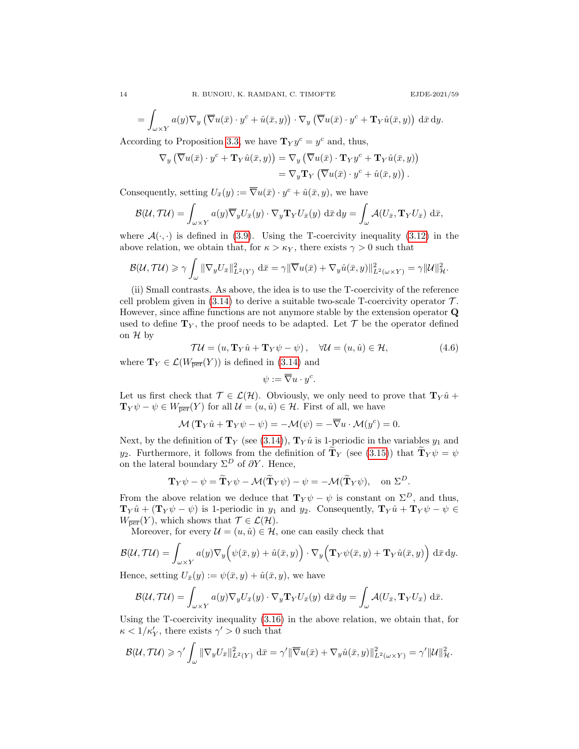$$= \int_{\omega\times Y} a(y)\nabla_y \left(\overline{\nabla} u(\bar{x}) \cdot y^c + \hat{u}(\bar{x}, y)\right) \cdot \nabla_y \left(\overline{\nabla} u(\bar{x}) \cdot y^c + \mathbf{T}_Y \hat{u}(\bar{x}, y)\right) \, \mathrm{d}\bar{x} \, \mathrm{d}y.$$

According to Proposition 3.3, we have $\mathbf{T}_Y y^c = y^c$ and, thus,

$$\begin{aligned}
\nabla_y \left(\overline{\nabla} u(\bar{x}) \cdot y^c + \mathbf{T}_Y \hat{u}(\bar{x}, y)\right) &= \nabla_y \left(\overline{\nabla} u(\bar{x}) \cdot \mathbf{T}_Y y^c + \mathbf{T}_Y \hat{u}(\bar{x}, y)\right) \\
&= \nabla_y \mathbf{T}_Y \left(\overline{\nabla} u(\bar{x}) \cdot y^c + \hat{u}(\bar{x}, y)\right).
\end{aligned}$$

Consequently, setting $U_{\bar{x}}(y) := \overline{\nabla} u(\bar{x}) \cdot y^c + \hat{u}(\bar{x}, y)$, we have

$$\mathcal{B}(\mathcal{U}, \mathcal{T}\mathcal{U}) = \int_{\omega\times Y} a(y)\overline{\nabla}_y U_{\bar{x}}(y) \cdot \nabla_y \mathbf{T}_Y U_{\bar{x}}(y) \, \mathrm{d}\bar{x} \, \mathrm{d}y = \int_\omega \mathcal{A}(U_{\bar{x}}, \mathbf{T}_Y U_{\bar{x}}) \, \mathrm{d}\bar{x},$$

where $\mathcal{A}(\cdot,\cdot)$ is defined in (3.9). Using the T-coercivity inequality (3.12) in the above relation, we obtain that, for $\kappa > \kappa_Y$, there exists $\gamma > 0$ such that

$$\mathcal{B}(\mathcal{U}, \mathcal{T}\mathcal{U}) \geqslant \gamma \int_\omega \|\nabla_y U_{\bar{x}}\|^2_{L^2(Y)} \, \mathrm{d}\bar{x} = \gamma \|\overline{\nabla} u(\bar{x}) + \nabla_y \hat{u}(\bar{x}, y)\|^2_{L^2(\omega\times Y)} = \gamma \|\mathcal{U}\|^2_{\mathcal{H}}.$$

(ii) Small contrasts. As above, the idea is to use the T-coercivity of the reference cell problem given in (3.14) to derive a suitable two-scale T-coercivity operator $\mathcal{T}$. However, since affine functions are not anymore stable by the extension operator $\mathbf{Q}$ used to define $\mathbf{T}_Y$, the proof needs to be adapted. Let $\mathcal{T}$ be the operator defined on $\mathcal{H}$ by

$$\mathcal{T}\mathcal{U} = \left(u, \mathbf{T}_Y \hat{u} + \mathbf{T}_Y \psi - \psi\right), \quad \forall \mathcal{U} = (u, \hat{u}) \in \mathcal{H}, \tag{4.6}$$

where $\mathbf{T}_Y \in \mathcal{L}(W_{\overline{\mathrm{per}}}(Y))$ is defined in (3.14) and

$$\psi := \overline{\nabla} u \cdot y^c.$$

Let us first check that $\mathcal{T} \in \mathcal{L}(\mathcal{H})$. Obviously, we only need to prove that $\mathbf{T}_Y \hat{u} + \mathbf{T}_Y \psi - \psi \in W_{\overline{\mathrm{per}}}(Y)$ for all $\mathcal{U} = (u, \hat{u}) \in \mathcal{H}$. First of all, we have

$$\mathcal{M}\left(\mathbf{T}_Y \hat{u} + \mathbf{T}_Y \psi - \psi\right) = -\mathcal{M}(\psi) = -\overline{\nabla} u \cdot \mathcal{M}(y^c) = 0.$$

Next, by the definition of $\mathbf{T}_Y$ (see (3.14)), $\mathbf{T}_Y \hat{u}$ is 1-periodic in the variables $y_1$ and $y_2$. Furthermore, it follows from the definition of $\widetilde{\mathbf{T}}_Y$ (see (3.15)) that $\widetilde{\mathbf{T}}_Y \psi = \psi$ on the lateral boundary $\Sigma^D$ of $\partial Y$. Hence,

$$\mathbf{T}_Y \psi - \psi = \widetilde{\mathbf{T}}_Y \psi - \mathcal{M}(\widetilde{\mathbf{T}}_Y \psi) - \psi = -\mathcal{M}(\widetilde{\mathbf{T}}_Y \psi), \quad \text{on } \Sigma^D.$$

From the above relation we deduce that $\mathbf{T}_Y \psi - \psi$ is constant on $\Sigma^D$, and thus, $\mathbf{T}_Y \hat{u} + (\mathbf{T}_Y \psi - \psi)$ is 1-periodic in $y_1$ and $y_2$. Consequently, $\mathbf{T}_Y \hat{u} + \mathbf{T}_Y \psi - \psi \in W_{\overline{\mathrm{per}}}(Y)$, which shows that $\mathcal{T} \in \mathcal{L}(\mathcal{H})$.

Moreover, for every $\mathcal{U} = (u, \hat{u}) \in \mathcal{H}$, one can easily check that

$$\mathcal{B}(\mathcal{U}, \mathcal{T}\mathcal{U}) = \int_{\omega\times Y} a(y)\nabla_y \Big(\psi(\bar{x}, y) + \hat{u}(\bar{x}, y)\Big) \cdot \nabla_y \Big(\mathbf{T}_Y \psi(\bar{x}, y) + \mathbf{T}_Y \hat{u}(\bar{x}, y)\Big) \, \mathrm{d}\bar{x} \, \mathrm{d}y.$$

Hence, setting $U_{\bar{x}}(y) := \psi(\bar{x}, y) + \hat{u}(\bar{x}, y)$, we have

$$\mathcal{B}(\mathcal{U}, \mathcal{T}\mathcal{U}) = \int_{\omega\times Y} a(y)\nabla_y U_{\bar{x}}(y) \cdot \nabla_y \mathbf{T}_Y U_{\bar{x}}(y) \, \mathrm{d}\bar{x} \, \mathrm{d}y = \int_\omega \mathcal{A}(U_{\bar{x}}, \mathbf{T}_Y U_{\bar{x}}) \, \mathrm{d}\bar{x}.$$

Using the T-coercivity inequality (3.16) in the above relation, we obtain that, for $\kappa < 1/\kappa'_Y$, there exists $\gamma' > 0$ such that

$$\mathcal{B}(\mathcal{U}, \mathcal{T}\mathcal{U}) \geqslant \gamma' \int_\omega \|\nabla_y U_{\bar{x}}\|^2_{L^2(Y)} \, \mathrm{d}\bar{x} = \gamma' \|\overline{\nabla} u(\bar{x}) + \nabla_y \hat{u}(\bar{x}, y)\|^2_{L^2(\omega\times Y)} = \gamma' \|\mathcal{U}\|^2_{\mathcal{H}}.$$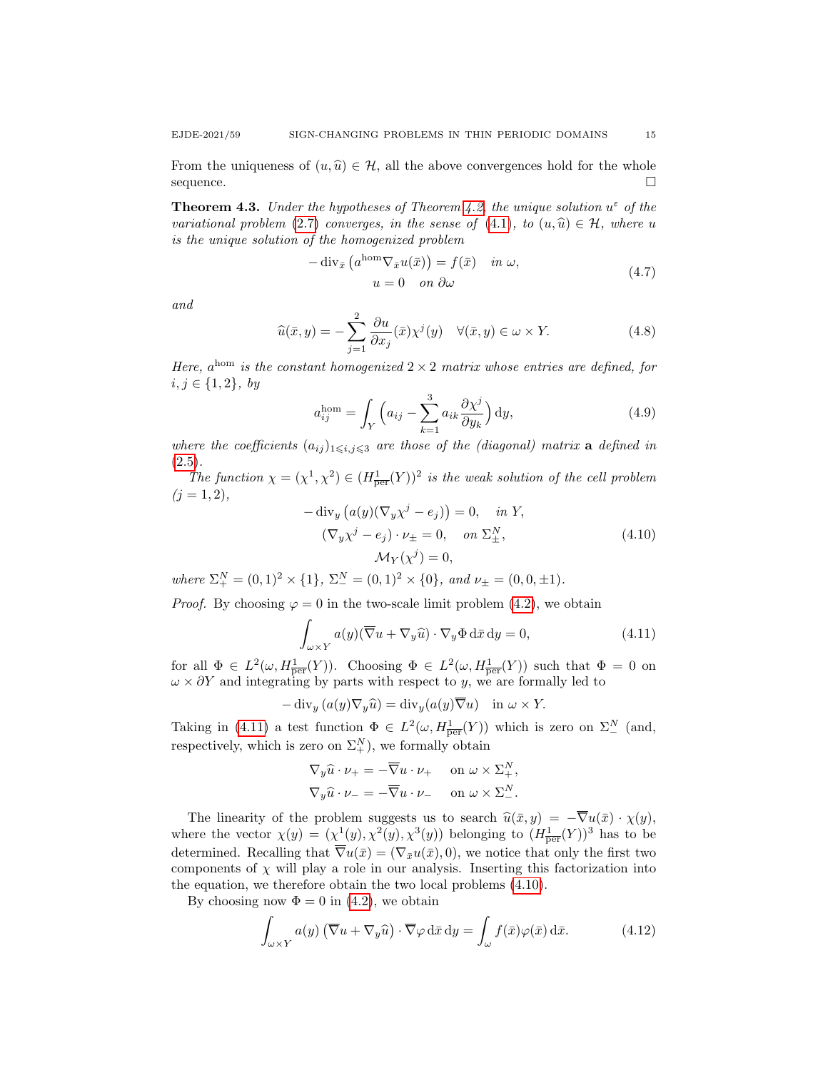From the uniqueness of $(u, \widehat{u}) \in \mathcal{H}$, all the above convergences hold for the whole sequence. $\square$

**Theorem 4.3.** *Under the hypotheses of Theorem 4.2, the unique solution $u^\varepsilon$ of the variational problem (2.7) converges, in the sense of (4.1), to $(u, \widehat{u}) \in \mathcal{H}$, where $u$ is the unique solution of the homogenized problem*

$$
\begin{gathered}
-\operatorname{div}_{\bar{x}}\left(a^{\mathrm{hom}} \nabla_{\bar{x}} u(\bar{x})\right) = f(\bar{x}) \quad \text{in } \omega, \\
u = 0 \quad \text{on } \partial\omega
\end{gathered}
\tag{4.7}
$$

*and*

$$
\widehat{u}(\bar{x}, y) = -\sum_{j=1}^{2} \frac{\partial u}{\partial x_j}(\bar{x}) \chi^j(y) \quad \forall (\bar{x}, y) \in \omega \times Y. \tag{4.8}
$$

*Here, $a^{\mathrm{hom}}$ is the constant homogenized $2 \times 2$ matrix whose entries are defined, for $i, j \in \{1, 2\}$, by*

$$
a_{ij}^{\mathrm{hom}} = \int_Y \Big( a_{ij} - \sum_{k=1}^{3} a_{ik} \frac{\partial \chi^j}{\partial y_k} \Big) \, \mathrm{d}y, \tag{4.9}
$$

*where the coefficients $(a_{ij})_{1 \leqslant i,j \leqslant 3}$ are those of the (diagonal) matrix $\mathbf{a}$ defined in (2.5).*

*The function $\chi = (\chi^1, \chi^2) \in (H^1_{\mathrm{per}}(Y))^2$ is the weak solution of the cell problem $(j = 1, 2)$,*

$$
\begin{gathered}
-\operatorname{div}_y \left(a(y)(\nabla_y \chi^j - e_j)\right) = 0, \quad \text{in } Y, \\
(\nabla_y \chi^j - e_j) \cdot \nu_{\pm} = 0, \quad \text{on } \Sigma^N_{\pm}, \\
\mathcal{M}_Y(\chi^j) = 0,
\end{gathered}
\tag{4.10}
$$

*where $\Sigma^N_+ = (0,1)^2 \times \{1\}$, $\Sigma^N_- = (0,1)^2 \times \{0\}$, and $\nu_{\pm} = (0, 0, \pm 1)$.*

*Proof.* By choosing $\varphi = 0$ in the two-scale limit problem (4.2), we obtain

$$
\int_{\omega \times Y} a(y)(\overline{\nabla} u + \nabla_y \widehat{u}) \cdot \nabla_y \Phi \, \mathrm{d}\bar{x} \, \mathrm{d}y = 0, \tag{4.11}
$$

for all $\Phi \in L^2(\omega, H^1_{\mathrm{per}}(Y))$. Choosing $\Phi \in L^2(\omega, H^1_{\mathrm{per}}(Y))$ such that $\Phi = 0$ on $\omega \times \partial Y$ and integrating by parts with respect to $y$, we are formally led to

$$
-\operatorname{div}_y \left(a(y) \nabla_y \widehat{u}\right) = \operatorname{div}_y (a(y) \overline{\nabla} u) \quad \text{in } \omega \times Y.
$$

Taking in (4.11) a test function $\Phi \in L^2(\omega, H^1_{\mathrm{per}}(Y))$ which is zero on $\Sigma^N_-$ (and, respectively, which is zero on $\Sigma^N_+$), we formally obtain

$$
\begin{aligned}
\nabla_y \widehat{u} \cdot \nu_+ &= -\overline{\nabla} u \cdot \nu_+ \quad \text{on } \omega \times \Sigma^N_+, \\
\nabla_y \widehat{u} \cdot \nu_- &= -\overline{\nabla} u \cdot \nu_- \quad \text{on } \omega \times \Sigma^N_-.
\end{aligned}
$$

The linearity of the problem suggests us to search $\widehat{u}(\bar{x}, y) = -\overline{\nabla} u(\bar{x}) \cdot \chi(y)$, where the vector $\chi(y) = (\chi^1(y), \chi^2(y), \chi^3(y))$ belonging to $(H^1_{\mathrm{per}}(Y))^3$ has to be determined. Recalling that $\overline{\nabla} u(\bar{x}) = (\nabla_{\bar{x}} u(\bar{x}), 0)$, we notice that only the first two components of $\chi$ will play a role in our analysis. Inserting this factorization into the equation, we therefore obtain the two local problems (4.10).

By choosing now $\Phi = 0$ in (4.2), we obtain

$$
\int_{\omega \times Y} a(y) \left(\overline{\nabla} u + \nabla_y \widehat{u}\right) \cdot \overline{\nabla} \varphi \, \mathrm{d}\bar{x} \, \mathrm{d}y = \int_\omega f(\bar{x}) \varphi(\bar{x}) \, \mathrm{d}\bar{x}. \tag{4.12}
$$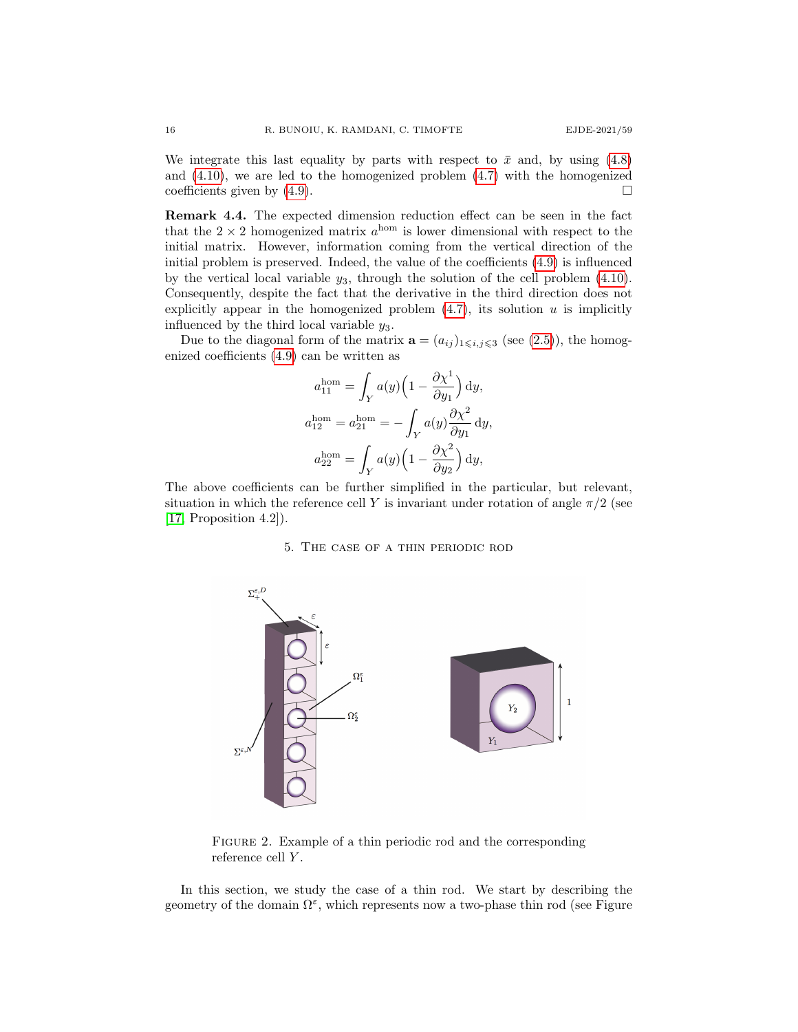We integrate this last equality by parts with respect to $\bar{x}$ and, by using (4.8) and (4.10), we are led to the homogenized problem (4.7) with the homogenized coefficients given by (4.9). $\square$

**Remark 4.4.** The expected dimension reduction effect can be seen in the fact that the $2 \times 2$ homogenized matrix $a^{\text{hom}}$ is lower dimensional with respect to the initial matrix. However, information coming from the vertical direction of the initial problem is preserved. Indeed, the value of the coefficients (4.9) is influenced by the vertical local variable $y_3$, through the solution of the cell problem (4.10). Consequently, despite the fact that the derivative in the third direction does not explicitly appear in the homogenized problem (4.7), its solution $u$ is implicitly influenced by the third local variable $y_3$.

Due to the diagonal form of the matrix $\mathbf{a} = (a_{ij})_{1 \leqslant i,j \leqslant 3}$ (see (2.5)), the homogenized coefficients (4.9) can be written as

$$
\begin{aligned}
a_{11}^{\text{hom}} &= \int_Y a(y)\Big(1 - \frac{\partial \chi^1}{\partial y_1}\Big)\, dy, \\
a_{12}^{\text{hom}} = a_{21}^{\text{hom}} &= -\int_Y a(y) \frac{\partial \chi^2}{\partial y_1}\, dy, \\
a_{22}^{\text{hom}} &= \int_Y a(y)\Big(1 - \frac{\partial \chi^2}{\partial y_2}\Big)\, dy,
\end{aligned}
$$

The above coefficients can be further simplified in the particular, but relevant, situation in which the reference cell $Y$ is invariant under rotation of angle $\pi/2$ (see [17, Proposition 4.2]).

## 5. The case of a thin periodic rod

Figure 2. Example of a thin periodic rod and the corresponding reference cell $Y$.

In this section, we study the case of a thin rod. We start by describing the geometry of the domain $\Omega^\varepsilon$, which represents now a two-phase thin rod (see Figure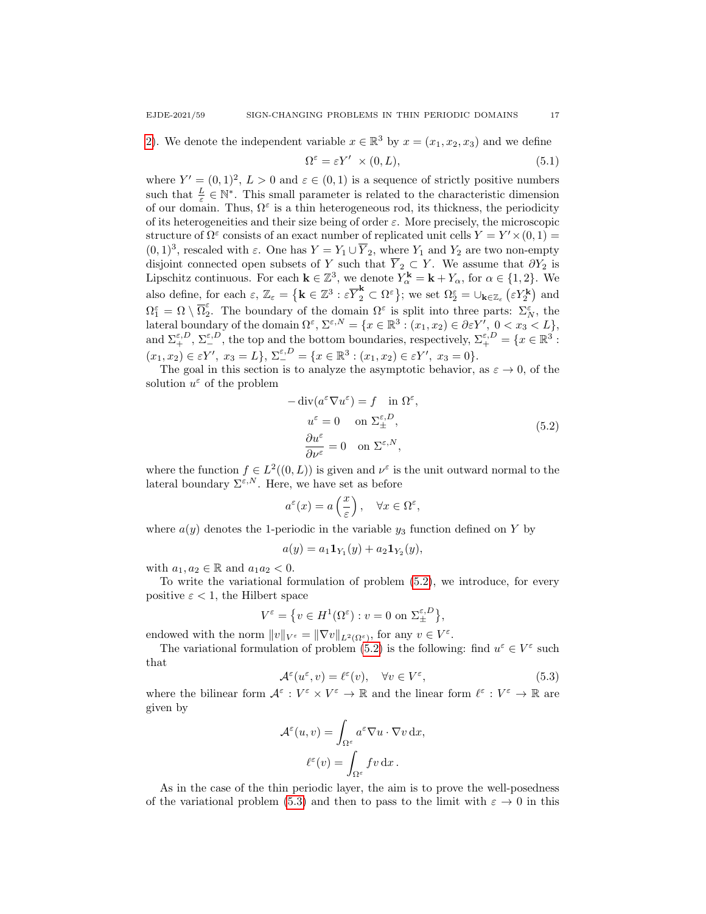2). We denote the independent variable $x \in \mathbb{R}^3$ by $x = (x_1, x_2, x_3)$ and we define

$$\Omega^\varepsilon = \varepsilon Y' \times (0, L), \tag{5.1}$$

where $Y' = (0,1)^2$, $L > 0$ and $\varepsilon \in (0,1)$ is a sequence of strictly positive numbers such that $\frac{L}{\varepsilon} \in \mathbb{N}^*$. This small parameter is related to the characteristic dimension of our domain. Thus, $\Omega^\varepsilon$ is a thin heterogeneous rod, its thickness, the periodicity of its heterogeneities and their size being of order $\varepsilon$. More precisely, the microscopic structure of $\Omega^\varepsilon$ consists of an exact number of replicated unit cells $Y = Y' \times (0,1) = (0,1)^3$, rescaled with $\varepsilon$. One has $Y = Y_1 \cup \overline{Y}_2$, where $Y_1$ and $Y_2$ are two non-empty disjoint connected open subsets of $Y$ such that $\overline{Y}_2 \subset Y$. We assume that $\partial Y_2$ is Lipschitz continuous. For each $\mathbf{k} \in \mathbb{Z}^3$, we denote $Y_\alpha^{\mathbf{k}} = \mathbf{k} + Y_\alpha$, for $\alpha \in \{1, 2\}$. We also define, for each $\varepsilon$, $\mathbb{Z}_\varepsilon = \{\mathbf{k} \in \mathbb{Z}^3 : \varepsilon \overline{Y}_2^{\mathbf{k}} \subset \Omega^\varepsilon\}$; we set $\Omega_2^\varepsilon = \cup_{\mathbf{k} \in \mathbb{Z}_\varepsilon} (\varepsilon Y_2^{\mathbf{k}})$ and $\Omega_1^\varepsilon = \Omega \setminus \overline{\Omega}_2^\varepsilon$. The boundary of the domain $\Omega^\varepsilon$ is split into three parts: $\Sigma_N^\varepsilon$, the lateral boundary of the domain $\Omega^\varepsilon$, $\Sigma^{\varepsilon,N} = \{x \in \mathbb{R}^3 : (x_1, x_2) \in \partial \varepsilon Y', \ 0 < x_3 < L\}$, and $\Sigma_+^{\varepsilon,D}$, $\Sigma_-^{\varepsilon,D}$, the top and the bottom boundaries, respectively, $\Sigma_+^{\varepsilon,D} = \{x \in \mathbb{R}^3 : (x_1, x_2) \in \varepsilon Y', \ x_3 = L\}$, $\Sigma_-^{\varepsilon,D} = \{x \in \mathbb{R}^3 : (x_1, x_2) \in \varepsilon Y', \ x_3 = 0\}$.

The goal in this section is to analyze the asymptotic behavior, as $\varepsilon \to 0$, of the solution $u^\varepsilon$ of the problem

$$\begin{gathered} -\operatorname{div}(a^\varepsilon \nabla u^\varepsilon) = f \quad \text{in } \Omega^\varepsilon, \\ u^\varepsilon = 0 \quad \text{on } \Sigma_\pm^{\varepsilon,D}, \\ \frac{\partial u^\varepsilon}{\partial \nu^\varepsilon} = 0 \quad \text{on } \Sigma^{\varepsilon,N}, \end{gathered} \tag{5.2}$$

where the function $f \in L^2((0,L))$ is given and $\nu^\varepsilon$ is the unit outward normal to the lateral boundary $\Sigma^{\varepsilon,N}$. Here, we have set as before

$$a^\varepsilon(x) = a\left(\frac{x}{\varepsilon}\right), \quad \forall x \in \Omega^\varepsilon,$$

where $a(y)$ denotes the 1-periodic in the variable $y_3$ function defined on $Y$ by

$$a(y) = a_1 \mathbf{1}_{Y_1}(y) + a_2 \mathbf{1}_{Y_2}(y),$$

with $a_1, a_2 \in \mathbb{R}$ and $a_1 a_2 < 0$.

To write the variational formulation of problem (5.2), we introduce, for every positive $\varepsilon < 1$, the Hilbert space

$$V^\varepsilon = \{v \in H^1(\Omega^\varepsilon) : v = 0 \text{ on } \Sigma_\pm^{\varepsilon,D}\},$$

endowed with the norm $\|v\|_{V^\varepsilon} = \|\nabla v\|_{L^2(\Omega^\varepsilon)}$, for any $v \in V^\varepsilon$.

The variational formulation of problem (5.2) is the following: find $u^\varepsilon \in V^\varepsilon$ such that

$$\mathcal{A}^\varepsilon(u^\varepsilon, v) = \ell^\varepsilon(v), \quad \forall v \in V^\varepsilon, \tag{5.3}$$

where the bilinear form $\mathcal{A}^\varepsilon : V^\varepsilon \times V^\varepsilon \to \mathbb{R}$ and the linear form $\ell^\varepsilon : V^\varepsilon \to \mathbb{R}$ are given by

$$\mathcal{A}^\varepsilon(u, v) = \int_{\Omega^\varepsilon} a^\varepsilon \nabla u \cdot \nabla v \, dx,$$

$$\ell^\varepsilon(v) = \int_{\Omega^\varepsilon} f v \, dx.$$

As in the case of the thin periodic layer, the aim is to prove the well-posedness of the variational problem (5.3) and then to pass to the limit with $\varepsilon \to 0$ in this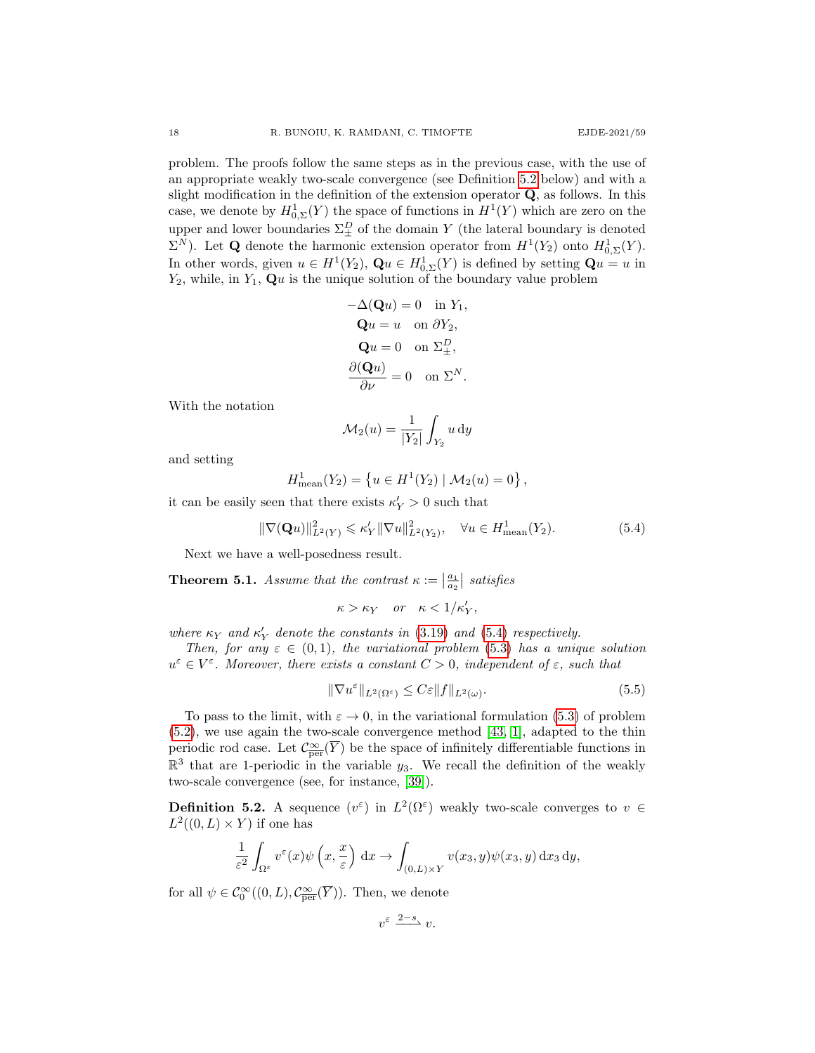problem. The proofs follow the same steps as in the previous case, with the use of an appropriate weakly two-scale convergence (see Definition 5.2 below) and with a slight modification in the definition of the extension operator $\mathbf{Q}$, as follows. In this case, we denote by $H^1_{0,\Sigma}(Y)$ the space of functions in $H^1(Y)$ which are zero on the upper and lower boundaries $\Sigma^D_{\pm}$ of the domain $Y$ (the lateral boundary is denoted $\Sigma^N$). Let $\mathbf{Q}$ denote the harmonic extension operator from $H^1(Y_2)$ onto $H^1_{0,\Sigma}(Y)$. In other words, given $u \in H^1(Y_2)$, $\mathbf{Q}u \in H^1_{0,\Sigma}(Y)$ is defined by setting $\mathbf{Q}u = u$ in $Y_2$, while, in $Y_1$, $\mathbf{Q}u$ is the unique solution of the boundary value problem

$$
\begin{gathered}
-\Delta(\mathbf{Q}u) = 0 \quad \text{in } Y_1, \\
\mathbf{Q}u = u \quad \text{on } \partial Y_2, \\
\mathbf{Q}u = 0 \quad \text{on } \Sigma^D_{\pm}, \\
\frac{\partial(\mathbf{Q}u)}{\partial \nu} = 0 \quad \text{on } \Sigma^N.
\end{gathered}
$$

With the notation

$$
\mathcal{M}_2(u) = \frac{1}{|Y_2|}\int_{Y_2} u \,\mathrm{d}y
$$

and setting

$$
H^1_{\rm mean}(Y_2) = \left\{ u \in H^1(Y_2) \mid \mathcal{M}_2(u) = 0 \right\},
$$

it can be easily seen that there exists $\kappa'_Y > 0$ such that

$$
\|\nabla(\mathbf{Q}u)\|^2_{L^2(Y)} \leqslant \kappa'_Y \|\nabla u\|^2_{L^2(Y_2)}, \quad \forall u \in H^1_{\rm mean}(Y_2). \tag{5.4}
$$

Next we have a well-posedness result.

**Theorem 5.1.** *Assume that the contrast* $\kappa := \left|\frac{a_1}{a_2}\right|$ *satisfies*

$$
\kappa > \kappa_Y \quad \text{or} \quad \kappa < 1/\kappa'_Y,
$$

*where* $\kappa_Y$ *and* $\kappa'_Y$ *denote the constants in* (3.19) *and* (5.4) *respectively.*

*Then, for any* $\varepsilon \in (0,1)$*, the variational problem* (5.3) *has a unique solution* $u^\varepsilon \in V^\varepsilon$*. Moreover, there exists a constant* $C > 0$*, independent of* $\varepsilon$*, such that*

$$
\|\nabla u^\varepsilon\|_{L^2(\Omega^\varepsilon)} \le C\varepsilon \|f\|_{L^2(\omega)}. \tag{5.5}
$$

To pass to the limit, with $\varepsilon \to 0$, in the variational formulation (5.3) of problem (5.2), we use again the two-scale convergence method [43, 1], adapted to the thin periodic rod case. Let $\mathcal{C}^\infty_{\rm per}(\overline{Y})$ be the space of infinitely differentiable functions in $\mathbb{R}^3$ that are 1-periodic in the variable $y_3$. We recall the definition of the weakly two-scale convergence (see, for instance, [39]).

**Definition 5.2.** A sequence $(v^\varepsilon)$ in $L^2(\Omega^\varepsilon)$ weakly two-scale converges to $v \in L^2((0,L)\times Y)$ if one has

$$
\frac{1}{\varepsilon^2}\int_{\Omega^\varepsilon} v^\varepsilon(x)\psi\left(x, \frac{x}{\varepsilon}\right)\,\mathrm{d}x \to \int_{(0,L)\times Y} v(x_3,y)\psi(x_3,y)\,\mathrm{d}x_3\,\mathrm{d}y,
$$

for all $\psi \in \mathcal{C}^\infty_0((0,L), \mathcal{C}^\infty_{\rm per}(\overline{Y}))$. Then, we denote

$$
v^\varepsilon \xrightarrow{2-s} v.
$$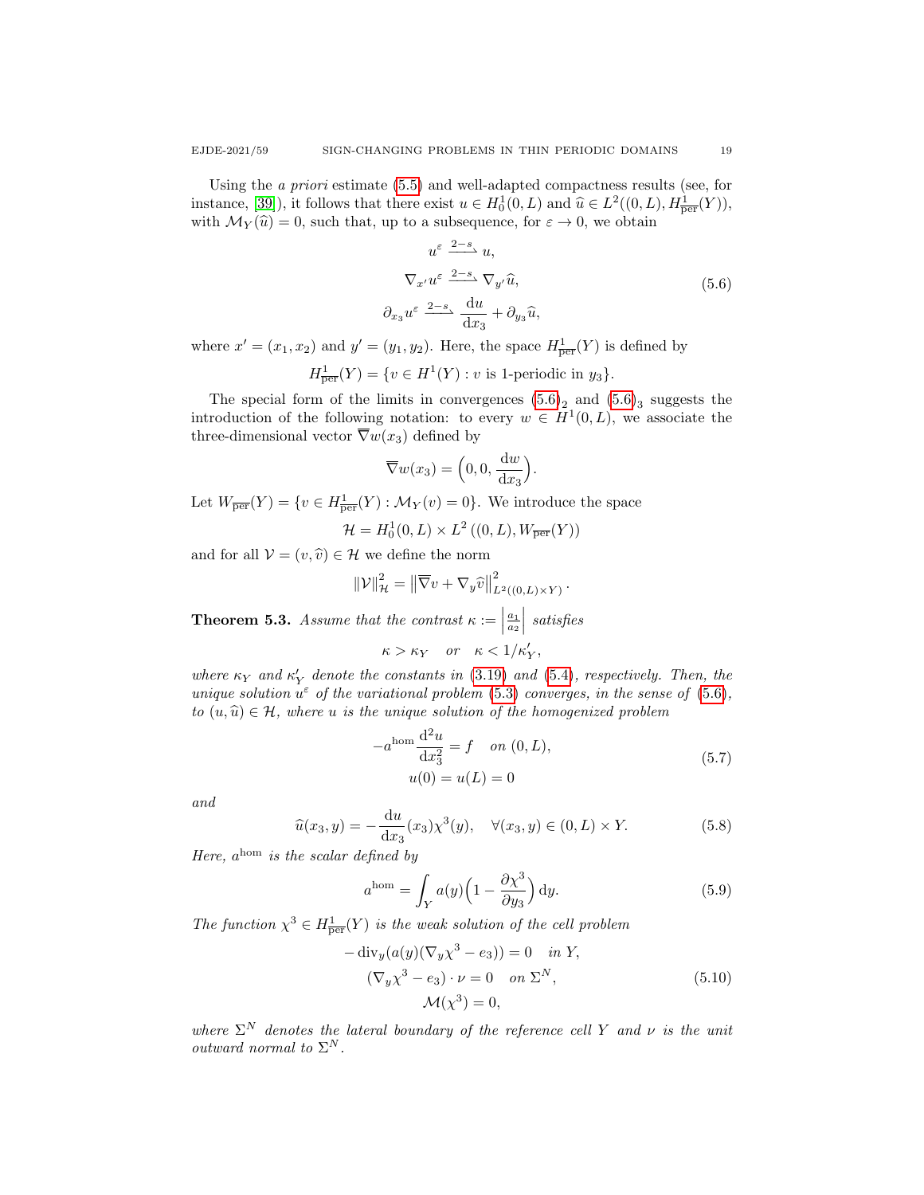Using the *a priori* estimate (5.5) and well-adapted compactness results (see, for instance, [39]), it follows that there exist $u \in H_0^1(0,L)$ and $\widehat{u} \in L^2((0,L), H^1_{\overline{\text{per}}}(Y))$, with $\mathcal{M}_Y(\widehat{u}) = 0$, such that, up to a subsequence, for $\varepsilon \to 0$, we obtain

$$
\begin{gathered}
u^\varepsilon \xrightarrow{2-s} u, \\
\nabla_{x'} u^\varepsilon \xrightarrow{2-s} \nabla_{y'} \widehat{u}, \\
\partial_{x_3} u^\varepsilon \xrightarrow{2-s} \frac{\mathrm{d}u}{\mathrm{d}x_3} + \partial_{y_3} \widehat{u},
\end{gathered}
\tag{5.6}
$$

where $x' = (x_1, x_2)$ and $y' = (y_1, y_2)$. Here, the space $H^1_{\overline{\text{per}}}(Y)$ is defined by

$$
H^1_{\overline{\text{per}}}(Y) = \{v \in H^1(Y) : v \text{ is 1-periodic in } y_3\}.
$$

The special form of the limits in convergences $(5.6)_2$ and $(5.6)_3$ suggests the introduction of the following notation: to every $w \in H^1(0,L)$, we associate the three-dimensional vector $\overline{\nabla} w(x_3)$ defined by

$$
\overline{\nabla} w(x_3) = \Big(0, 0, \frac{\mathrm{d}w}{\mathrm{d}x_3}\Big).
$$

Let $W_{\overline{\text{per}}}(Y) = \{v \in H^1_{\overline{\text{per}}}(Y) : \mathcal{M}_Y(v) = 0\}$. We introduce the space

$$
\mathcal{H} = H_0^1(0,L) \times L^2\left((0,L), W_{\overline{\text{per}}}(Y)\right)
$$

and for all $\mathcal{V} = (v, \widehat{v}) \in \mathcal{H}$ we define the norm

$$
\|\mathcal{V}\|^2_{\mathcal{H}} = \left\|\overline{\nabla} v + \nabla_y \widehat{v}\right\|^2_{L^2((0,L)\times Y)}.
$$

**Theorem 5.3.** *Assume that the contrast $\kappa := \left|\frac{a_1}{a_2}\right|$ satisfies*

$$
\kappa > \kappa_Y \quad \text{or} \quad \kappa < 1/\kappa'_Y,
$$

*where $\kappa_Y$ and $\kappa'_Y$ denote the constants in (3.19) and (5.4), respectively. Then, the unique solution $u^\varepsilon$ of the variational problem (5.3) converges, in the sense of (5.6), to $(u, \widehat{u}) \in \mathcal{H}$, where $u$ is the unique solution of the homogenized problem*

$$
\begin{gathered}
-a^{\text{hom}} \frac{\mathrm{d}^2 u}{\mathrm{d}x_3^2} = f \quad \text{on } (0,L), \\
u(0) = u(L) = 0
\end{gathered}
\tag{5.7}
$$

*and*

$$
\widehat{u}(x_3, y) = -\frac{\mathrm{d}u}{\mathrm{d}x_3}(x_3)\chi^3(y), \quad \forall (x_3, y) \in (0,L) \times Y. \tag{5.8}
$$

*Here, $a^{\text{hom}}$ is the scalar defined by*

$$
a^{\text{hom}} = \int_Y a(y)\Big(1 - \frac{\partial \chi^3}{\partial y_3}\Big)\,\mathrm{d}y. \tag{5.9}
$$

*The function $\chi^3 \in H^1_{\overline{\text{per}}}(Y)$ is the weak solution of the cell problem*

$$
\begin{gathered}
-\operatorname{div}_y(a(y)(\nabla_y \chi^3 - e_3)) = 0 \quad \text{in } Y, \\
(\nabla_y \chi^3 - e_3) \cdot \nu = 0 \quad \text{on } \Sigma^N, \\
\mathcal{M}(\chi^3) = 0,
\end{gathered}
\tag{5.10}
$$

*where $\Sigma^N$ denotes the lateral boundary of the reference cell $Y$ and $\nu$ is the unit outward normal to $\Sigma^N$.*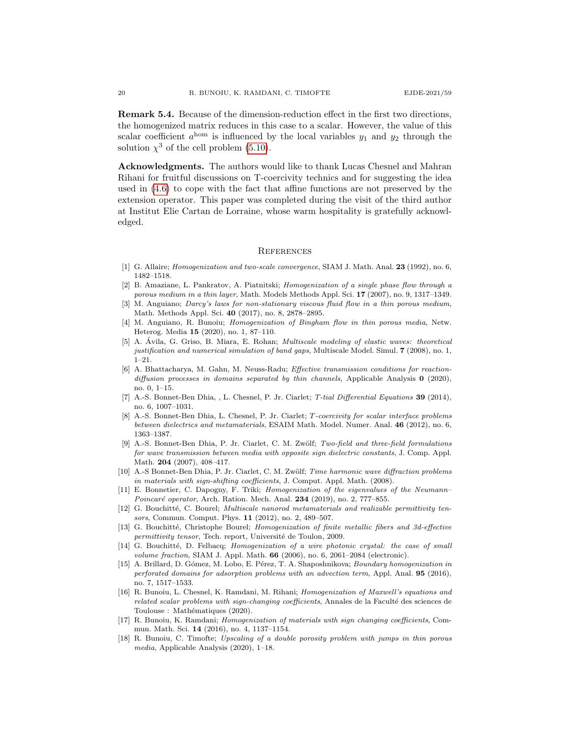**Remark 5.4.** Because of the dimension-reduction effect in the first two directions, the homogenized matrix reduces in this case to a scalar. However, the value of this scalar coefficient $a^{\text{hom}}$ is influenced by the local variables $y_1$ and $y_2$ through the solution $\chi^3$ of the cell problem (5.10).

**Acknowledgments.** The authors would like to thank Lucas Chesnel and Mahran Rihani for fruitful discussions on T-coercivity technics and for suggesting the idea used in (4.6) to cope with the fact that affine functions are not preserved by the extension operator. This paper was completed during the visit of the third author at Institut Elie Cartan de Lorraine, whose warm hospitality is gratefully acknowledged.

## References

[1] G. Allaire; *Homogenization and two-scale convergence*, SIAM J. Math. Anal. **23** (1992), no. 6, 1482–1518.

[2] B. Amaziane, L. Pankratov, A. Piatnitski; *Homogenization of a single phase flow through a porous medium in a thin layer*, Math. Models Methods Appl. Sci. **17** (2007), no. 9, 1317–1349.

[3] M. Anguiano; *Darcy's laws for non-stationary viscous fluid flow in a thin porous medium*, Math. Methods Appl. Sci. **40** (2017), no. 8, 2878–2895.

[4] M. Anguiano, R. Bunoiu; *Homogenization of Bingham flow in thin porous media*, Netw. Heterog. Media **15** (2020), no. 1, 87–110.

[5] A. Ávila, G. Griso, B. Miara, E. Rohan; *Multiscale modeling of elastic waves: theoretical justification and numerical simulation of band gaps*, Multiscale Model. Simul. **7** (2008), no. 1, 1–21.

[6] A. Bhattacharya, M. Gahn, M. Neuss-Radu; *Effective transmission conditions for reaction-diffusion processes in domains separated by thin channels*, Applicable Analysis **0** (2020), no. 0, 1–15.

[7] A.-S. Bonnet-Ben Dhia, , L. Chesnel, P. Jr. Ciarlet; *T-tial Differential Equations* **39** (2014), no. 6, 1007–1031.

[8] A.-S. Bonnet-Ben Dhia, L. Chesnel, P. Jr. Ciarlet; *T-coercivity for scalar interface problems between dielectrics and metamaterials*, ESAIM Math. Model. Numer. Anal. **46** (2012), no. 6, 1363–1387.

[9] A.-S. Bonnet-Ben Dhia, P. Jr. Ciarlet, C. M. Zwölf; *Two-field and three-field formulations for wave transmission between media with opposite sign dielectric constants*, J. Comp. Appl. Math. **204** (2007), 408–417.

[10] A.-S Bonnet-Ben Dhia, P. Jr. Ciarlet, C. M. Zwölf; *Time harmonic wave diffraction problems in materials with sign-shifting coefficients*, J. Comput. Appl. Math. (2008).

[11] E. Bonnetier, C. Dapogny, F. Triki; *Homogenization of the eigenvalues of the Neumann–Poincaré operator*, Arch. Ration. Mech. Anal. **234** (2019), no. 2, 777–855.

[12] G. Bouchitté, C. Bourel; *Multiscale nanorod metamaterials and realizable permittivity tensors*, Commun. Comput. Phys. **11** (2012), no. 2, 489–507.

[13] G. Bouchitté, Christophe Bourel; *Homogenization of finite metallic fibers and 3d-effective permittivity tensor*, Tech. report, Université de Toulon, 2009.

[14] G. Bouchitté, D. Felbacq; *Homogenization of a wire photonic crystal: the case of small volume fraction*, SIAM J. Appl. Math. **66** (2006), no. 6, 2061–2084 (electronic).

[15] A. Brillard, D. Gómez, M. Lobo, E. Pérez, T. A. Shaposhnikova; *Boundary homogenization in perforated domains for adsorption problems with an advection term*, Appl. Anal. **95** (2016), no. 7, 1517–1533.

[16] R. Bunoiu, L. Chesnel, K. Ramdani, M. Rihani; *Homogenization of Maxwell's equations and related scalar problems with sign-changing coefficients*, Annales de la Faculté des sciences de Toulouse : Mathématiques (2020).

[17] R. Bunoiu, K. Ramdani; *Homogenization of materials with sign changing coefficients*, Commun. Math. Sci. **14** (2016), no. 4, 1137–1154.

[18] R. Bunoiu, C. Timofte; *Upscaling of a double porosity problem with jumps in thin porous media*, Applicable Analysis (2020), 1–18.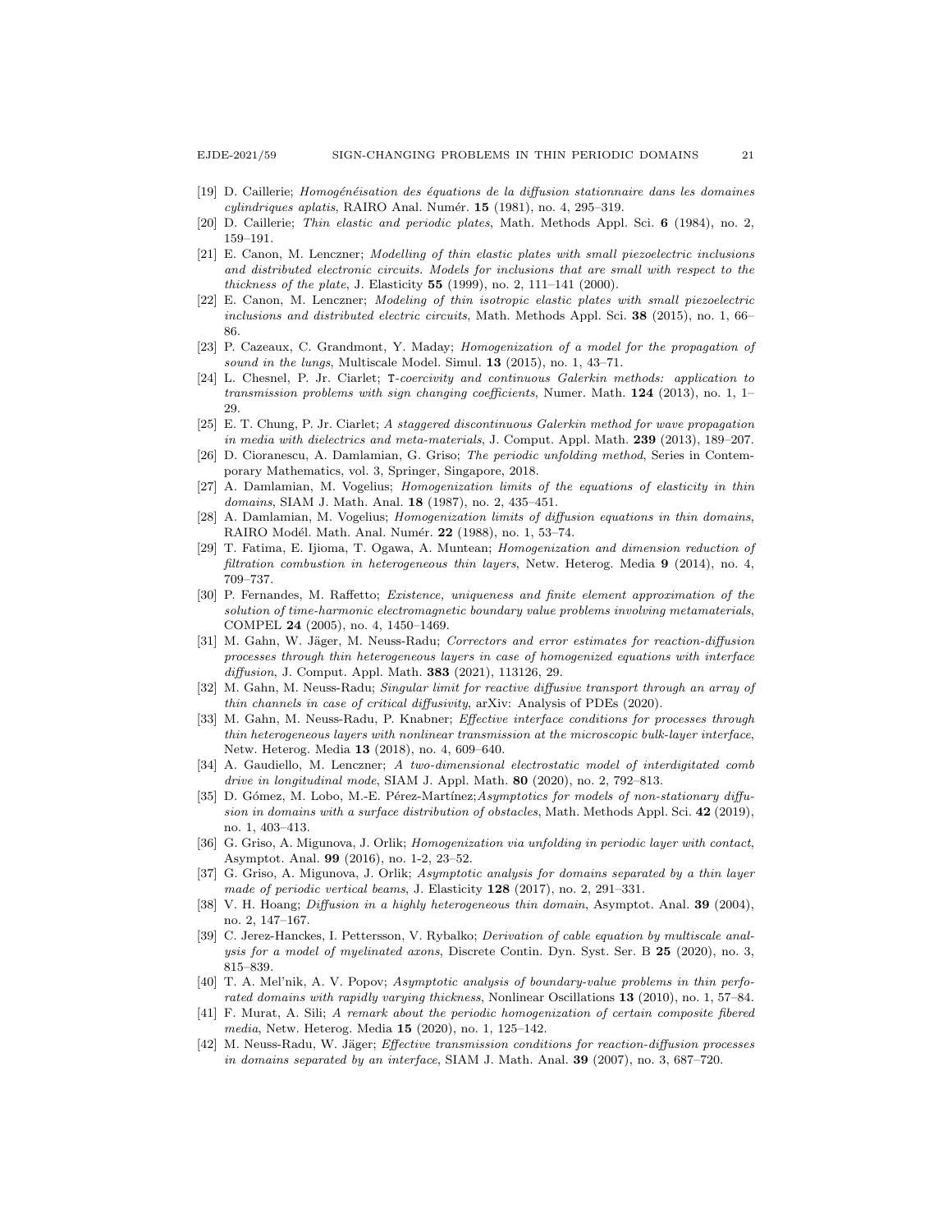[19] D. Caillerie; *Homogénéisation des équations de la diffusion stationnaire dans les domaines cylindriques aplatis*, RAIRO Anal. Numér. **15** (1981), no. 4, 295–319.

[20] D. Caillerie; *Thin elastic and periodic plates*, Math. Methods Appl. Sci. **6** (1984), no. 2, 159–191.

[21] E. Canon, M. Lenczner; *Modelling of thin elastic plates with small piezoelectric inclusions and distributed electronic circuits. Models for inclusions that are small with respect to the thickness of the plate*, J. Elasticity **55** (1999), no. 2, 111–141 (2000).

[22] E. Canon, M. Lenczner; *Modeling of thin isotropic elastic plates with small piezoelectric inclusions and distributed electric circuits*, Math. Methods Appl. Sci. **38** (2015), no. 1, 66–86.

[23] P. Cazeaux, C. Grandmont, Y. Maday; *Homogenization of a model for the propagation of sound in the lungs*, Multiscale Model. Simul. **13** (2015), no. 1, 43–71.

[24] L. Chesnel, P. Jr. Ciarlet; *T-coercivity and continuous Galerkin methods: application to transmission problems with sign changing coefficients*, Numer. Math. **124** (2013), no. 1, 1–29.

[25] E. T. Chung, P. Jr. Ciarlet; *A staggered discontinuous Galerkin method for wave propagation in media with dielectrics and meta-materials*, J. Comput. Appl. Math. **239** (2013), 189–207.

[26] D. Cioranescu, A. Damlamian, G. Griso; *The periodic unfolding method*, Series in Contemporary Mathematics, vol. 3, Springer, Singapore, 2018.

[27] A. Damlamian, M. Vogelius; *Homogenization limits of the equations of elasticity in thin domains*, SIAM J. Math. Anal. **18** (1987), no. 2, 435–451.

[28] A. Damlamian, M. Vogelius; *Homogenization limits of diffusion equations in thin domains*, RAIRO Modél. Math. Anal. Numér. **22** (1988), no. 1, 53–74.

[29] T. Fatima, E. Ijioma, T. Ogawa, A. Muntean; *Homogenization and dimension reduction of filtration combustion in heterogeneous thin layers*, Netw. Heterog. Media **9** (2014), no. 4, 709–737.

[30] P. Fernandes, M. Raffetto; *Existence, uniqueness and finite element approximation of the solution of time-harmonic electromagnetic boundary value problems involving metamaterials*, COMPEL **24** (2005), no. 4, 1450–1469.

[31] M. Gahn, W. Jäger, M. Neuss-Radu; *Correctors and error estimates for reaction-diffusion processes through thin heterogeneous layers in case of homogenized equations with interface diffusion*, J. Comput. Appl. Math. **383** (2021), 113126, 29.

[32] M. Gahn, M. Neuss-Radu; *Singular limit for reactive diffusive transport through an array of thin channels in case of critical diffusivity*, arXiv: Analysis of PDEs (2020).

[33] M. Gahn, M. Neuss-Radu, P. Knabner; *Effective interface conditions for processes through thin heterogeneous layers with nonlinear transmission at the microscopic bulk-layer interface*, Netw. Heterog. Media **13** (2018), no. 4, 609–640.

[34] A. Gaudiello, M. Lenczner; *A two-dimensional electrostatic model of interdigitated comb drive in longitudinal mode*, SIAM J. Appl. Math. **80** (2020), no. 2, 792–813.

[35] D. Gómez, M. Lobo, M.-E. Pérez-Martínez;*Asymptotics for models of non-stationary diffusion in domains with a surface distribution of obstacles*, Math. Methods Appl. Sci. **42** (2019), no. 1, 403–413.

[36] G. Griso, A. Migunova, J. Orlik; *Homogenization via unfolding in periodic layer with contact*, Asymptot. Anal. **99** (2016), no. 1-2, 23–52.

[37] G. Griso, A. Migunova, J. Orlik; *Asymptotic analysis for domains separated by a thin layer made of periodic vertical beams*, J. Elasticity **128** (2017), no. 2, 291–331.

[38] V. H. Hoang; *Diffusion in a highly heterogeneous thin domain*, Asymptot. Anal. **39** (2004), no. 2, 147–167.

[39] C. Jerez-Hanckes, I. Pettersson, V. Rybalko; *Derivation of cable equation by multiscale analysis for a model of myelinated axons*, Discrete Contin. Dyn. Syst. Ser. B **25** (2020), no. 3, 815–839.

[40] T. A. Mel'nik, A. V. Popov; *Asymptotic analysis of boundary-value problems in thin perforated domains with rapidly varying thickness*, Nonlinear Oscillations **13** (2010), no. 1, 57–84.

[41] F. Murat, A. Sili; *A remark about the periodic homogenization of certain composite fibered media*, Netw. Heterog. Media **15** (2020), no. 1, 125–142.

[42] M. Neuss-Radu, W. Jäger; *Effective transmission conditions for reaction-diffusion processes in domains separated by an interface*, SIAM J. Math. Anal. **39** (2007), no. 3, 687–720.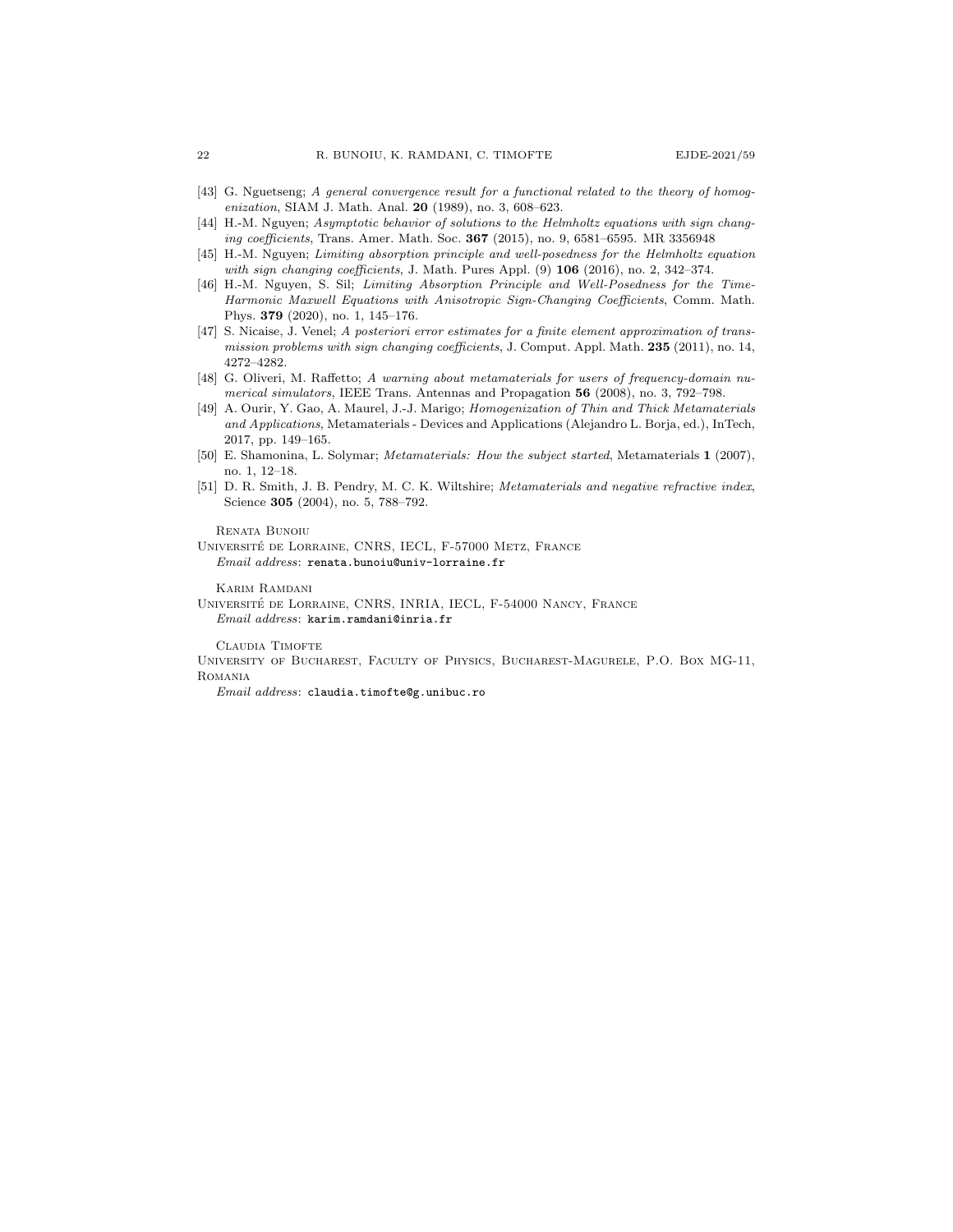[43] G. Nguetseng; *A general convergence result for a functional related to the theory of homogenization*, SIAM J. Math. Anal. **20** (1989), no. 3, 608–623.

[44] H.-M. Nguyen; *Asymptotic behavior of solutions to the Helmholtz equations with sign changing coefficients*, Trans. Amer. Math. Soc. **367** (2015), no. 9, 6581–6595. MR 3356948

[45] H.-M. Nguyen; *Limiting absorption principle and well-posedness for the Helmholtz equation with sign changing coefficients*, J. Math. Pures Appl. (9) **106** (2016), no. 2, 342–374.

[46] H.-M. Nguyen, S. Sil; *Limiting Absorption Principle and Well-Posedness for the Time-Harmonic Maxwell Equations with Anisotropic Sign-Changing Coefficients*, Comm. Math. Phys. **379** (2020), no. 1, 145–176.

[47] S. Nicaise, J. Venel; *A posteriori error estimates for a finite element approximation of transmission problems with sign changing coefficients*, J. Comput. Appl. Math. **235** (2011), no. 14, 4272–4282.

[48] G. Oliveri, M. Raffetto; *A warning about metamaterials for users of frequency-domain numerical simulators*, IEEE Trans. Antennas and Propagation **56** (2008), no. 3, 792–798.

[49] A. Ourir, Y. Gao, A. Maurel, J.-J. Marigo; *Homogenization of Thin and Thick Metamaterials and Applications*, Metamaterials - Devices and Applications (Alejandro L. Borja, ed.), InTech, 2017, pp. 149–165.

[50] E. Shamonina, L. Solymar; *Metamaterials: How the subject started*, Metamaterials **1** (2007), no. 1, 12–18.

[51] D. R. Smith, J. B. Pendry, M. C. K. Wiltshire; *Metamaterials and negative refractive index*, Science **305** (2004), no. 5, 788–792.

Renata Bunoiu  
Université de Lorraine, CNRS, IECL, F-57000 Metz, France  
*Email address*: `renata.bunoiu@univ-lorraine.fr`

Karim Ramdani  
Université de Lorraine, CNRS, INRIA, IECL, F-54000 Nancy, France  
*Email address*: `karim.ramdani@inria.fr`

Claudia Timofte  
University of Bucharest, Faculty of Physics, Bucharest-Magurele, P.O. Box MG-11, Romania  
*Email address*: `claudia.timofte@g.unibuc.ro`